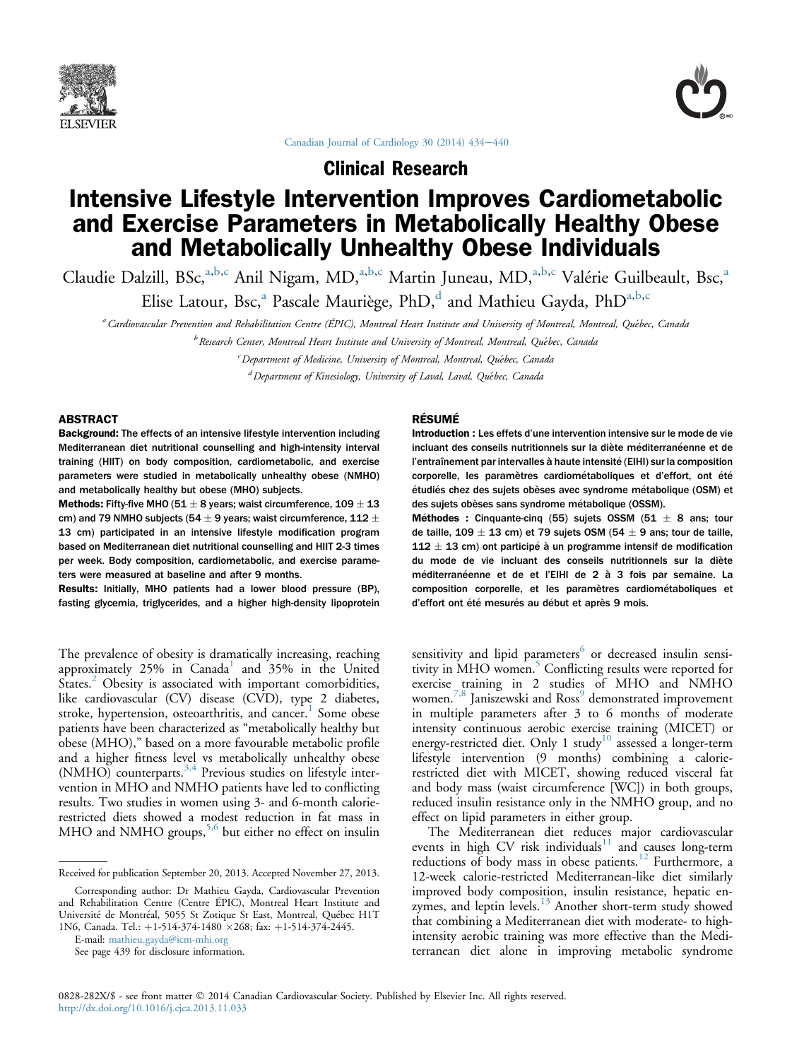Clinical Research

# Intensive Lifestyle Intervention Improves Cardiometabolic and Exercise Parameters in Metabolically Healthy Obese and Metabolically Unhealthy Obese Individuals

Claudie Dalzill, BSc,[a,b,c] Anil Nigam, MD,[a,b,c] Martin Juneau, MD,[a,b,c] Valérie Guilbeault, Bsc,[a] Elise Latour, Bsc,[a] Pascale Mauriège, PhD,[d] and Mathieu Gayda, PhD[a,b,c]

[a] *Cardiovascular Prevention and Rehabilitation Centre (ÉPIC), Montreal Heart Institute and University of Montreal, Montreal, Québec, Canada*

[b] *Research Center, Montreal Heart Institute and University of Montreal, Montreal, Québec, Canada*

[c] *Department of Medicine, University of Montreal, Montreal, Québec, Canada*

[d] *Department of Kinesiology, University of Laval, Laval, Québec, Canada*

## ABSTRACT

**Background:** The effects of an intensive lifestyle intervention including Mediterranean diet nutritional counselling and high-intensity interval training (HIIT) on body composition, cardiometabolic, and exercise parameters were studied in metabolically unhealthy obese (NMHO) and metabolically healthy but obese (MHO) subjects.

**Methods:** Fifty-five MHO (51 ± 8 years; waist circumference, 109 ± 13 cm) and 79 NMHO subjects (54 ± 9 years; waist circumference, 112 ± 13 cm) participated in an intensive lifestyle modification program based on Mediterranean diet nutritional counselling and HIIT 2-3 times per week. Body composition, cardiometabolic, and exercise parameters were measured at baseline and after 9 months.

**Results:** Initially, MHO patients had a lower blood pressure (BP), fasting glycemia, triglycerides, and a higher high-density lipoprotein

## RÉSUMÉ

**Introduction :** Les effets d'une intervention intensive sur le mode de vie incluant des conseils nutritionnels sur la diète méditerranéenne et de l'entraînement par intervalles à haute intensité (EIHI) sur la composition corporelle, les paramètres cardiométaboliques et d'effort, ont été étudiés chez des sujets obèses avec syndrome métabolique (OSM) et des sujets obèses sans syndrome métabolique (OSSM).

**Méthodes :** Cinquante-cinq (55) sujets OSSM (51 ± 8 ans; tour de taille, 109 ± 13 cm) et 79 sujets OSM (54 ± 9 ans; tour de taille, 112 ± 13 cm) ont participé à un programme intensif de modification du mode de vie incluant des conseils nutritionnels sur la diète méditerranéenne et de et l'EIHI de 2 à 3 fois par semaine. La composition corporelle, et les paramètres cardiométaboliques et d'effort ont été mesurés au début et après 9 mois.

The prevalence of obesity is dramatically increasing, reaching approximately 25% in Canada[1] and 35% in the United States.[2] Obesity is associated with important comorbidities, like cardiovascular (CV) disease (CVD), type 2 diabetes, stroke, hypertension, osteoarthritis, and cancer.[1] Some obese patients have been characterized as "metabolically healthy but obese (MHO)," based on a more favourable metabolic profile and a higher fitness level vs metabolically unhealthy obese (NMHO) counterparts.[3,4] Previous studies on lifestyle intervention in MHO and NMHO patients have led to conflicting results. Two studies in women using 3- and 6-month calorie-restricted diets showed a modest reduction in fat mass in MHO and NMHO groups,[5,6] but either no effect on insulin sensitivity and lipid parameters[6] or decreased insulin sensitivity in MHO women.[5] Conflicting results were reported for exercise training in 2 studies of MHO and NMHO women.[7,8] Janiszewski and Ross[9] demonstrated improvement in multiple parameters after 3 to 6 months of moderate intensity continuous aerobic exercise training (MICET) or energy-restricted diet. Only 1 study[10] assessed a longer-term lifestyle intervention (9 months) combining a calorie-restricted diet with MICET, showing reduced visceral fat and body mass (waist circumference [WC]) in both groups, reduced insulin resistance only in the NMHO group, and no effect on lipid parameters in either group.

The Mediterranean diet reduces major cardiovascular events in high CV risk individuals[11] and causes long-term reductions of body mass in obese patients.[12] Furthermore, a 12-week calorie-restricted Mediterranean-like diet similarly improved body composition, insulin resistance, hepatic enzymes, and leptin levels.[13] Another short-term study showed that combining a Mediterranean diet with moderate- to high-intensity aerobic training was more effective than the Mediterranean diet alone in improving metabolic syndrome

Received for publication September 20, 2013. Accepted November 27, 2013.

Corresponding author: Dr Mathieu Gayda, Cardiovascular Prevention and Rehabilitation Centre (Centre ÉPIC), Montreal Heart Institute and Université de Montréal, 5055 St Zotique St East, Montreal, Québec H1T 1N6, Canada. Tel.: +1-514-374-1480 ×268; fax: +1-514-374-2445.

E-mail: mathieu.gayda@icm-mhi.org

See page 439 for disclosure information.

0828-282X/$ - see front matter © 2014 Canadian Cardiovascular Society. Published by Elsevier Inc. All rights reserved.
http://dx.doi.org/10.1016/j.cjca.2013.11.033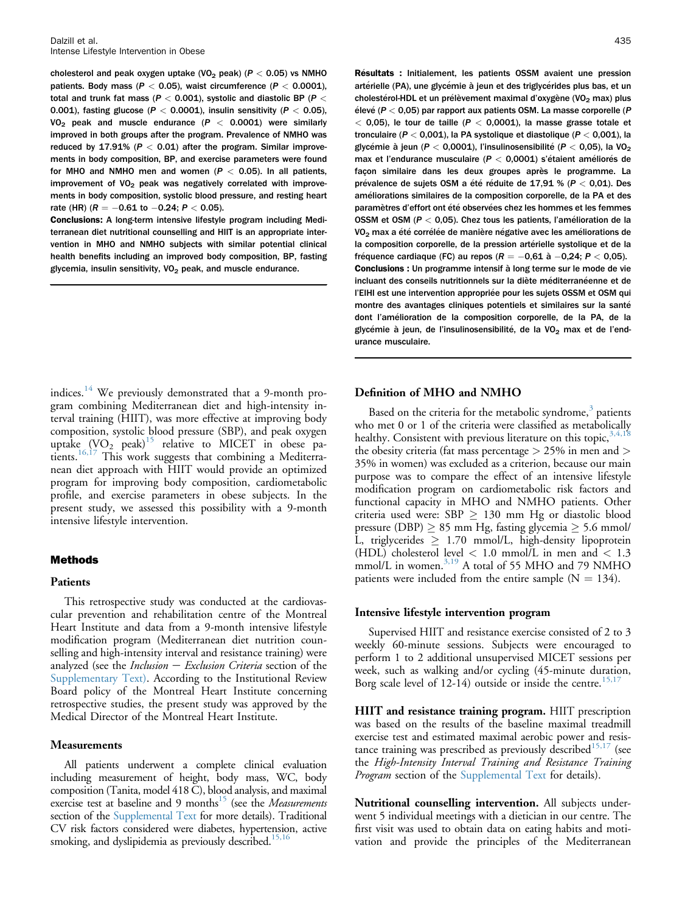**cholesterol and peak oxygen uptake ($VO_2$ peak) ($P < 0.05$) vs NMHO patients. Body mass ($P < 0.05$), waist circumference ($P < 0.0001$), total and trunk fat mass ($P < 0.001$), systolic and diastolic BP ($P < 0.001$), fasting glucose ($P < 0.0001$), insulin sensitivity ($P < 0.05$), $VO_2$ peak and muscle endurance ($P < 0.0001$) were similarly improved in both groups after the program. Prevalence of NMHO was reduced by 17.91% ($P < 0.01$) after the program. Similar improvements in body composition, BP, and exercise parameters were found for MHO and NMHO men and women ($P < 0.05$). In all patients, improvement of $VO_2$ peak was negatively correlated with improvements in body composition, systolic blood pressure, and resting heart rate (HR) ($R = -0.61$ to $-0.24$; $P < 0.05$).**

**Conclusions: A long-term intensive lifestyle program including Mediterranean diet nutritional counselling and HIIT is an appropriate intervention in MHO and NMHO subjects with similar potential clinical health benefits including an improved body composition, BP, fasting glycemia, insulin sensitivity, $VO_2$ peak, and muscle endurance.**

**Résultats : Initialement, les patients OSSM avaient une pression artérielle (PA), une glycémie à jeun et des triglycérides plus bas, et un cholestérol-HDL et un prélèvement maximal d'oxygène ($VO_2$ max) plus élevé ($P < 0,05$) par rapport aux patients OSM. La masse corporelle ($P < 0,05$), le tour de taille ($P < 0,0001$), la masse grasse totale et tronculaire ($P < 0,001$), la PA systolique et diastolique ($P < 0,001$), la glycémie à jeun ($P < 0,0001$), l'insulinosensibilité ($P < 0,05$), la $VO_2$ max et l'endurance musculaire ($P < 0,0001$) s'étaient améliorés de façon similaire dans les deux groupes après le programme. La prévalence de sujets OSM a été réduite de 17,91 % ($P < 0,01$). Des améliorations similaires de la composition corporelle, de la PA et des paramètres d'effort ont été observées chez les hommes et les femmes OSSM et OSM ($P < 0,05$). Chez tous les patients, l'amélioration de la $VO_2$ max a été corrélée de manière négative avec les améliorations de la composition corporelle, de la pression artérielle systolique et de la fréquence cardiaque (FC) au repos ($R = -0,61$ à $-0,24$; $P < 0,05$).**

**Conclusions : Un programme intensif à long terme sur le mode de vie incluant des conseils nutritionnels sur la diète méditerranéenne et de l'EIHI est une intervention appropriée pour les sujets OSSM et OSM qui montre des avantages cliniques potentiels et similaires sur la santé dont l'amélioration de la composition corporelle, de la PA, de la glycémie à jeun, de l'insulinosensibilité, de la $VO_2$ max et de l'endurance musculaire.**

indices.[14] We previously demonstrated that a 9-month program combining Mediterranean diet and high-intensity interval training (HIIT), was more effective at improving body composition, systolic blood pressure (SBP), and peak oxygen uptake ($VO_2$ peak)[15] relative to MICET in obese patients.[16,17] This work suggests that combining a Mediterranean diet approach with HIIT would provide an optimized program for improving body composition, cardiometabolic profile, and exercise parameters in obese subjects. In the present study, we assessed this possibility with a 9-month intensive lifestyle intervention.

## Methods

### Patients

This retrospective study was conducted at the cardiovascular prevention and rehabilitation centre of the Montreal Heart Institute and data from a 9-month intensive lifestyle modification program (Mediterranean diet nutrition counselling and high-intensity interval and resistance training) were analyzed (see the *Inclusion − Exclusion Criteria* section of the Supplementary Text). According to the Institutional Review Board policy of the Montreal Heart Institute concerning retrospective studies, the present study was approved by the Medical Director of the Montreal Heart Institute.

### Measurements

All patients underwent a complete clinical evaluation including measurement of height, body mass, WC, body composition (Tanita, model 418 C), blood analysis, and maximal exercise test at baseline and 9 months[15] (see the *Measurements* section of the Supplemental Text for more details). Traditional CV risk factors considered were diabetes, hypertension, active smoking, and dyslipidemia as previously described.[15,16]

### Definition of MHO and NMHO

Based on the criteria for the metabolic syndrome,[3] patients who met 0 or 1 of the criteria were classified as metabolically healthy. Consistent with previous literature on this topic,[3,4,18] the obesity criteria (fat mass percentage > 25% in men and > 35% in women) was excluded as a criterion, because our main purpose was to compare the effect of an intensive lifestyle modification program on cardiometabolic risk factors and functional capacity in MHO and NMHO patients. Other criteria used were: SBP ≥ 130 mm Hg or diastolic blood pressure (DBP) ≥ 85 mm Hg, fasting glycemia ≥ 5.6 mmol/L, triglycerides ≥ 1.70 mmol/L, high-density lipoprotein (HDL) cholesterol level < 1.0 mmol/L in men and < 1.3 mmol/L in women.[3,19] A total of 55 MHO and 79 NMHO patients were included from the entire sample (N = 134).

### Intensive lifestyle intervention program

Supervised HIIT and resistance exercise consisted of 2 to 3 weekly 60-minute sessions. Subjects were encouraged to perform 1 to 2 additional unsupervised MICET sessions per week, such as walking and/or cycling (45-minute duration, Borg scale level of 12-14) outside or inside the centre.[15,17]

**HIIT and resistance training program.** HIIT prescription was based on the results of the baseline maximal treadmill exercise test and estimated maximal aerobic power and resistance training was prescribed as previously described[15,17] (see the *High-Intensity Interval Training and Resistance Training Program* section of the Supplemental Text for details).

**Nutritional counselling intervention.** All subjects underwent 5 individual meetings with a dietician in our centre. The first visit was used to obtain data on eating habits and motivation and provide the principles of the Mediterranean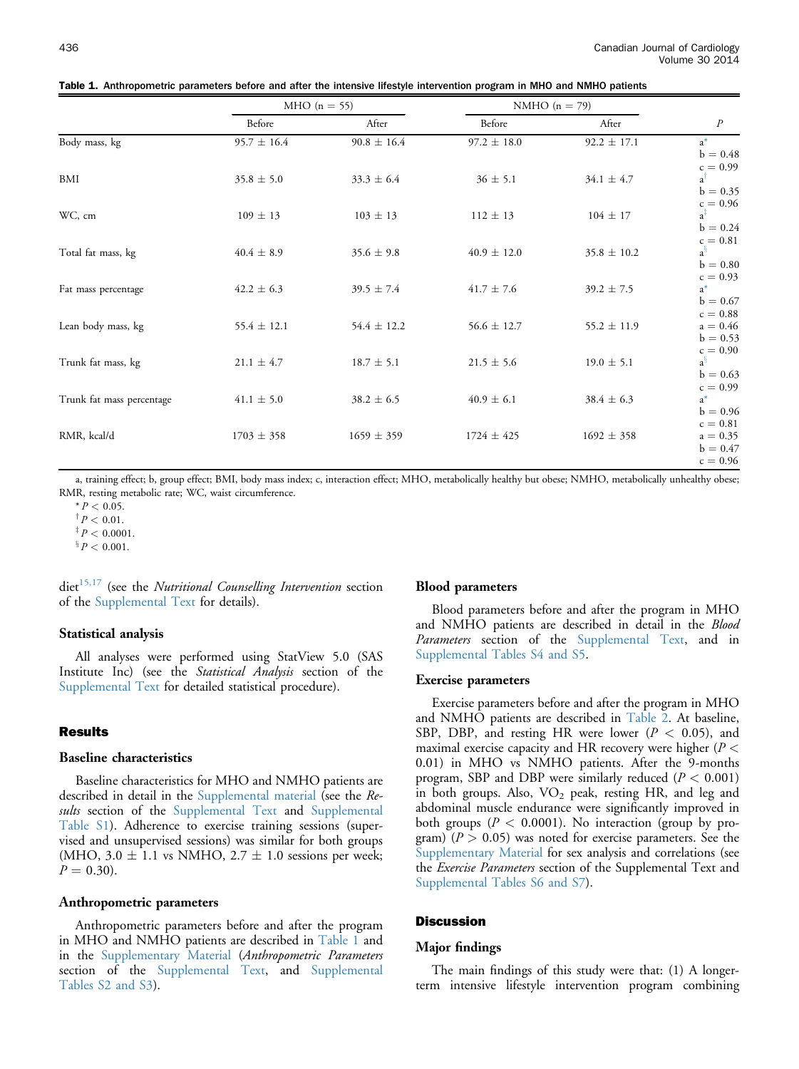**Table 1. Anthropometric parameters before and after the intensive lifestyle intervention program in MHO and NMHO patients**

| | MHO (n = 55) | | NMHO (n = 79) | | P |
|---|---|---|---|---|---|
| | Before | After | Before | After | |
| Body mass, kg | 95.7 ± 16.4 | 90.8 ± 16.4 | 97.2 ± 18.0 | 92.2 ± 17.1 | a* b = 0.48 c = 0.99 |
| BMI | 35.8 ± 5.0 | 33.3 ± 6.4 | 36 ± 5.1 | 34.1 ± 4.7 | a† b = 0.35 c = 0.96 |
| WC, cm | 109 ± 13 | 103 ± 13 | 112 ± 13 | 104 ± 17 | a‡ b = 0.24 c = 0.81 |
| Total fat mass, kg | 40.4 ± 8.9 | 35.6 ± 9.8 | 40.9 ± 12.0 | 35.8 ± 10.2 | a§ b = 0.80 c = 0.93 |
| Fat mass percentage | 42.2 ± 6.3 | 39.5 ± 7.4 | 41.7 ± 7.6 | 39.2 ± 7.5 | a* b = 0.67 c = 0.88 |
| Lean body mass, kg | 55.4 ± 12.1 | 54.4 ± 12.2 | 56.6 ± 12.7 | 55.2 ± 11.9 | a = 0.46 b = 0.53 c = 0.90 |
| Trunk fat mass, kg | 21.1 ± 4.7 | 18.7 ± 5.1 | 21.5 ± 5.6 | 19.0 ± 5.1 | a§ b = 0.63 c = 0.99 |
| Trunk fat mass percentage | 41.1 ± 5.0 | 38.2 ± 6.5 | 40.9 ± 6.1 | 38.4 ± 6.3 | a* b = 0.96 c = 0.81 |
| RMR, kcal/d | 1703 ± 358 | 1659 ± 359 | 1724 ± 425 | 1692 ± 358 | a = 0.35 b = 0.47 c = 0.96 |

a, training effect; b, group effect; BMI, body mass index; c, interaction effect; MHO, metabolically healthy but obese; NMHO, metabolically unhealthy obese; RMR, resting metabolic rate; WC, waist circumference.

\* $P < 0.05$.

† $P < 0.01$.

‡ $P < 0.0001$.

§ $P < 0.001$.

diet[15,17] (see the *Nutritional Counselling Intervention* section of the Supplemental Text for details).

### Statistical analysis

All analyses were performed using StatView 5.0 (SAS Institute Inc) (see the *Statistical Analysis* section of the Supplemental Text for detailed statistical procedure).

## Results

### Baseline characteristics

Baseline characteristics for MHO and NMHO patients are described in detail in the Supplemental material (see the *Results* section of the Supplemental Text and Supplemental Table S1). Adherence to exercise training sessions (supervised and unsupervised sessions) was similar for both groups (MHO, 3.0 ± 1.1 vs NMHO, 2.7 ± 1.0 sessions per week; $P = 0.30$).

### Anthropometric parameters

Anthropometric parameters before and after the program in MHO and NMHO patients are described in Table 1 and in the Supplementary Material (*Anthropometric Parameters* section of the Supplemental Text, and Supplemental Tables S2 and S3).

### Blood parameters

Blood parameters before and after the program in MHO and NMHO patients are described in detail in the *Blood Parameters* section of the Supplemental Text, and in Supplemental Tables S4 and S5.

### Exercise parameters

Exercise parameters before and after the program in MHO and NMHO patients are described in Table 2. At baseline, SBP, DBP, and resting HR were lower ($P < 0.05$), and maximal exercise capacity and HR recovery were higher ($P < 0.01$) in MHO vs NMHO patients. After the 9-months program, SBP and DBP were similarly reduced ($P < 0.001$) in both groups. Also, $VO_2$ peak, resting HR, and leg and abdominal muscle endurance were significantly improved in both groups ($P < 0.0001$). No interaction (group by program) ($P > 0.05$) was noted for exercise parameters. See the Supplementary Material for sex analysis and correlations (see the *Exercise Parameters* section of the Supplemental Text and Supplemental Tables S6 and S7).

## Discussion

### Major findings

The main findings of this study were that: (1) A longer-term intensive lifestyle intervention program combining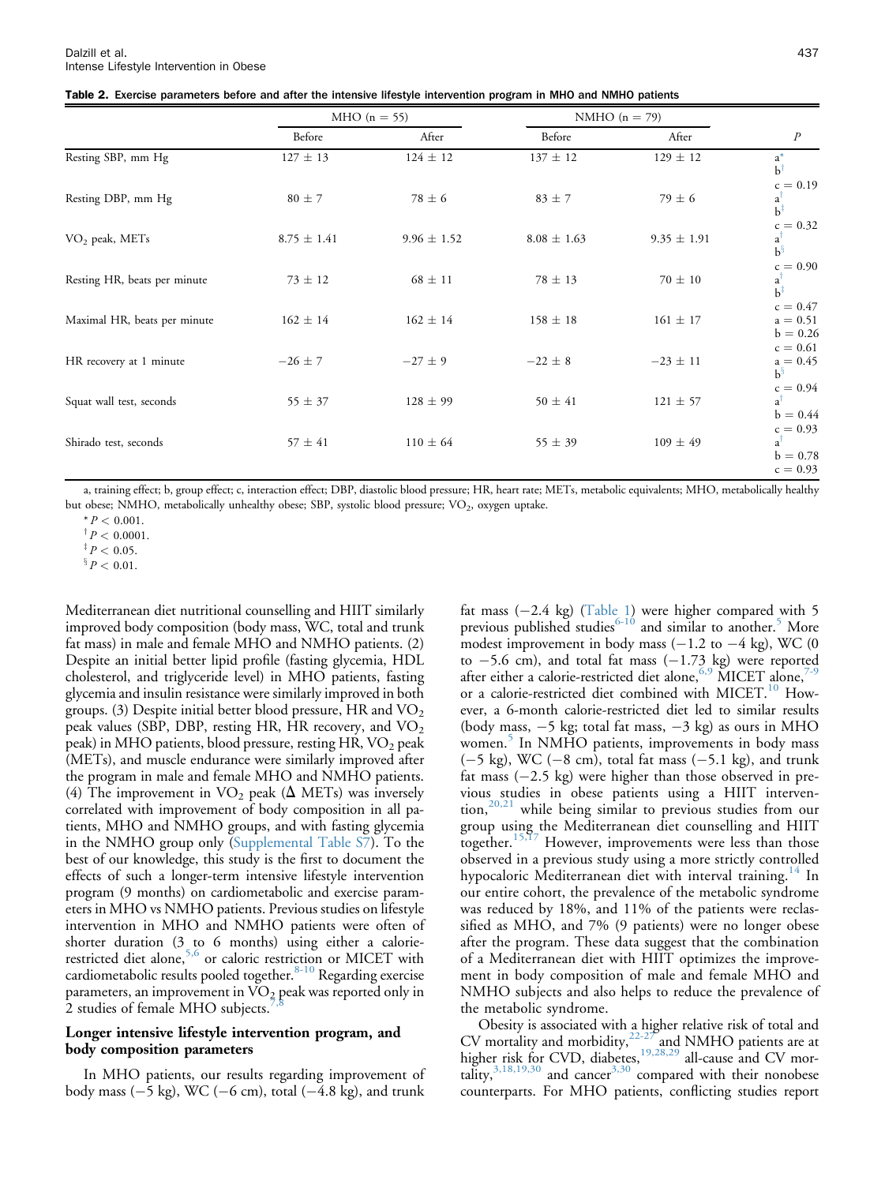**Table 2. Exercise parameters before and after the intensive lifestyle intervention program in MHO and NMHO patients**

| | MHO (n = 55) | | NMHO (n = 79) | | $P$ |
|---|---|---|---|---|---|
| | Before | After | Before | After | |
| Resting SBP, mm Hg | 127 ± 13 | 124 ± 12 | 137 ± 12 | 129 ± 12 | a* b† c = 0.19 |
| Resting DBP, mm Hg | 80 ± 7 | 78 ± 6 | 83 ± 7 | 79 ± 6 | a† b‡ c = 0.32 |
| $VO_2$ peak, METs | 8.75 ± 1.41 | 9.96 ± 1.52 | 8.08 ± 1.63 | 9.35 ± 1.91 | a† b§ c = 0.90 |
| Resting HR, beats per minute | 73 ± 12 | 68 ± 11 | 78 ± 13 | 70 ± 10 | a† b‡ c = 0.47 |
| Maximal HR, beats per minute | 162 ± 14 | 162 ± 14 | 158 ± 18 | 161 ± 17 | a = 0.51 b = 0.26 c = 0.61 |
| HR recovery at 1 minute | −26 ± 7 | −27 ± 9 | −22 ± 8 | −23 ± 11 | a = 0.45 b§ c = 0.94 |
| Squat wall test, seconds | 55 ± 37 | 128 ± 99 | 50 ± 41 | 121 ± 57 | a† b = 0.44 c = 0.93 |
| Shirado test, seconds | 57 ± 41 | 110 ± 64 | 55 ± 39 | 109 ± 49 | a† b = 0.78 c = 0.93 |

a, training effect; b, group effect; c, interaction effect; DBP, diastolic blood pressure; HR, heart rate; METs, metabolic equivalents; MHO, metabolically healthy but obese; NMHO, metabolically unhealthy obese; SBP, systolic blood pressure; $VO_2$, oxygen uptake.

\* $P < 0.001$.

† $P < 0.0001$.

‡ $P < 0.05$.

§ $P < 0.01$.

Mediterranean diet nutritional counselling and HIIT similarly improved body composition (body mass, WC, total and trunk fat mass) in male and female MHO and NMHO patients. (2) Despite an initial better lipid profile (fasting glycemia, HDL cholesterol, and triglyceride level) in MHO patients, fasting glycemia and insulin resistance were similarly improved in both groups. (3) Despite initial better blood pressure, HR and $VO_2$ peak values (SBP, DBP, resting HR, HR recovery, and $VO_2$ peak) in MHO patients, blood pressure, resting HR, $VO_2$ peak (METs), and muscle endurance were similarly improved after the program in male and female MHO and NMHO patients. (4) The improvement in $VO_2$ peak (Δ METs) was inversely correlated with improvement of body composition in all patients, MHO and NMHO groups, and with fasting glycemia in the NMHO group only (Supplemental Table S7). To the best of our knowledge, this study is the first to document the effects of such a longer-term intensive lifestyle intervention program (9 months) on cardiometabolic and exercise parameters in MHO vs NMHO patients. Previous studies on lifestyle intervention in MHO and NMHO patients were often of shorter duration (3 to 6 months) using either a calorie-restricted diet alone,[5,6] or caloric restriction or MICET with cardiometabolic results pooled together.[8-10] Regarding exercise parameters, an improvement in $VO_2$ peak was reported only in 2 studies of female MHO subjects.[7,8]

### Longer intensive lifestyle intervention program, and body composition parameters

In MHO patients, our results regarding improvement of body mass (−5 kg), WC (−6 cm), total (−4.8 kg), and trunk fat mass (−2.4 kg) (Table 1) were higher compared with 5 previous published studies[6-10] and similar to another.[5] More modest improvement in body mass (−1.2 to −4 kg), WC (0 to −5.6 cm), and total fat mass (−1.73 kg) were reported after either a calorie-restricted diet alone,[6,9] MICET alone,[7-9] or a calorie-restricted diet combined with MICET.[10] However, a 6-month calorie-restricted diet led to similar results (body mass, −5 kg; total fat mass, −3 kg) as ours in MHO women.[5] In NMHO patients, improvements in body mass (−5 kg), WC (−8 cm), total fat mass (−5.1 kg), and trunk fat mass (−2.5 kg) were higher than those observed in previous studies in obese patients using a HIIT intervention,[20,21] while being similar to previous studies from our group using the Mediterranean diet counselling and HIIT together.[15,17] However, improvements were less than those observed in a previous study using a more strictly controlled hypocaloric Mediterranean diet with interval training.[14] In our entire cohort, the prevalence of the metabolic syndrome was reduced by 18%, and 11% of the patients were reclassified as MHO, and 7% (9 patients) were no longer obese after the program. These data suggest that the combination of a Mediterranean diet with HIIT optimizes the improvement in body composition of male and female MHO and NMHO subjects and also helps to reduce the prevalence of the metabolic syndrome.

Obesity is associated with a higher relative risk of total and CV mortality and morbidity,[22-27] and NMHO patients are at higher risk for CVD, diabetes,[19,28,29] all-cause and CV mortality,[3,18,19,30] and cancer[3,30] compared with their nonobese counterparts. For MHO patients, conflicting studies report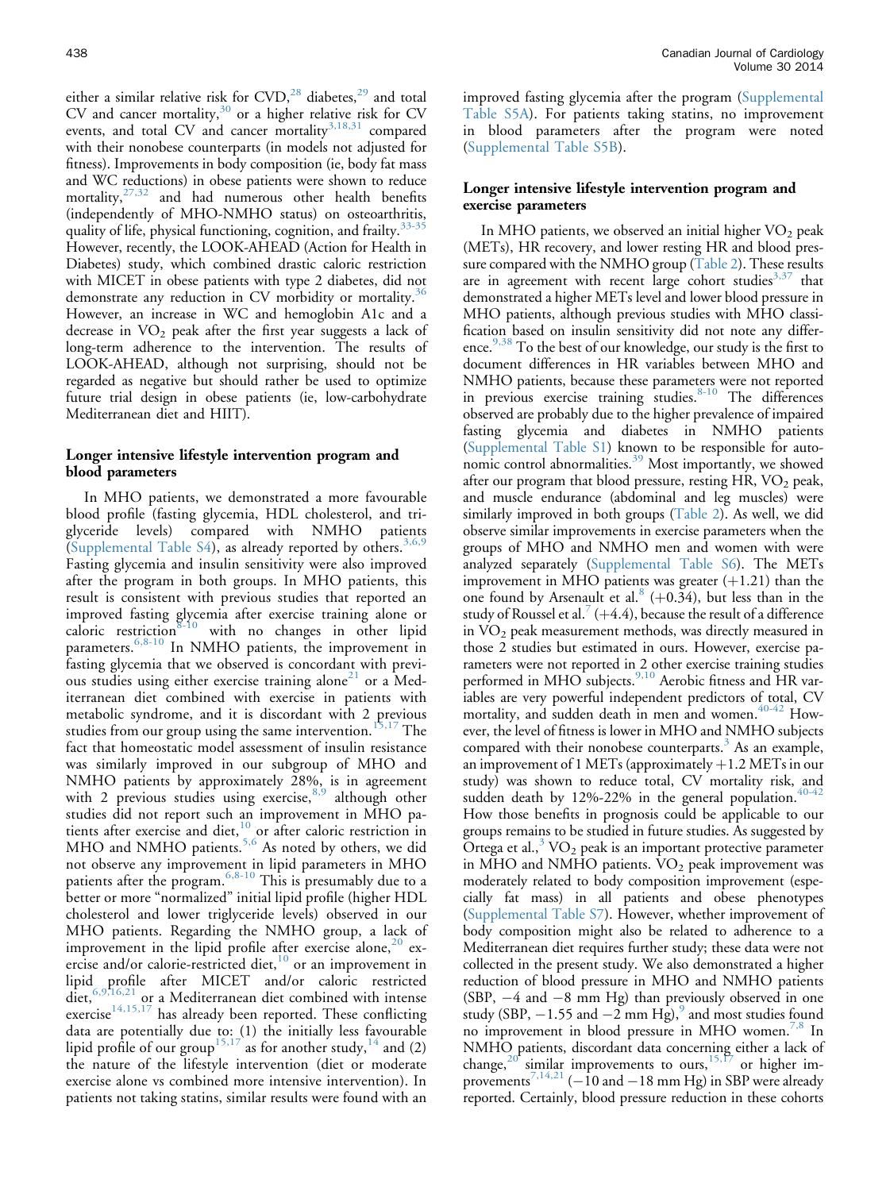either a similar relative risk for CVD,[28] diabetes,[29] and total CV and cancer mortality,[30] or a higher relative risk for CV events, and total CV and cancer mortality[3,18,31] compared with their nonobese counterparts (in models not adjusted for fitness). Improvements in body composition (ie, body fat mass and WC reductions) in obese patients were shown to reduce mortality,[27,32] and had numerous other health benefits (independently of MHO-NMHO status) on osteoarthritis, quality of life, physical functioning, cognition, and frailty.[33-35] However, recently, the LOOK-AHEAD (Action for Health in Diabetes) study, which combined drastic caloric restriction with MICET in obese patients with type 2 diabetes, did not demonstrate any reduction in CV morbidity or mortality.[36] However, an increase in WC and hemoglobin A1c and a decrease in $VO_2$ peak after the first year suggests a lack of long-term adherence to the intervention. The results of LOOK-AHEAD, although not surprising, should not be regarded as negative but should rather be used to optimize future trial design in obese patients (ie, low-carbohydrate Mediterranean diet and HIIT).

### Longer intensive lifestyle intervention program and blood parameters

In MHO patients, we demonstrated a more favourable blood profile (fasting glycemia, HDL cholesterol, and triglyceride levels) compared with NMHO patients (Supplemental Table S4), as already reported by others.[3,6,9] Fasting glycemia and insulin sensitivity were also improved after the program in both groups. In MHO patients, this result is consistent with previous studies that reported an improved fasting glycemia after exercise training alone or caloric restriction[8-10] with no changes in other lipid parameters.[6,8-10] In NMHO patients, the improvement in fasting glycemia that we observed is concordant with previous studies using either exercise training alone[21] or a Mediterranean diet combined with exercise in patients with metabolic syndrome, and it is discordant with 2 previous studies from our group using the same intervention.[15,17] The fact that homeostatic model assessment of insulin resistance was similarly improved in our subgroup of MHO and NMHO patients by approximately 28%, is in agreement with 2 previous studies using exercise,[8,9] although other studies did not report such an improvement in MHO patients after exercise and diet,[10] or after caloric restriction in MHO and NMHO patients.[5,6] As noted by others, we did not observe any improvement in lipid parameters in MHO patients after the program.[6,8-10] This is presumably due to a better or more "normalized" initial lipid profile (higher HDL cholesterol and lower triglyceride levels) observed in our MHO patients. Regarding the NMHO group, a lack of improvement in the lipid profile after exercise alone,[20] exercise and/or calorie-restricted diet,[10] or an improvement in lipid profile after MICET and/or caloric restricted diet,[6,9,16,21] or a Mediterranean diet combined with intense exercise[14,15,17] has already been reported. These conflicting data are potentially due to: (1) the initially less favourable lipid profile of our group[15,17] as for another study,[14] and (2) the nature of the lifestyle intervention (diet or moderate exercise alone vs combined more intensive intervention). In patients not taking statins, similar results were found with an improved fasting glycemia after the program (Supplemental Table S5A). For patients taking statins, no improvement in blood parameters after the program were noted (Supplemental Table S5B).

### Longer intensive lifestyle intervention program and exercise parameters

In MHO patients, we observed an initial higher $VO_2$ peak (METs), HR recovery, and lower resting HR and blood pressure compared with the NMHO group (Table 2). These results are in agreement with recent large cohort studies[3,37] that demonstrated a higher METs level and lower blood pressure in MHO patients, although previous studies with MHO classification based on insulin sensitivity did not note any difference.[9,38] To the best of our knowledge, our study is the first to document differences in HR variables between MHO and NMHO patients, because these parameters were not reported in previous exercise training studies.[8-10] The differences observed are probably due to the higher prevalence of impaired fasting glycemia and diabetes in NMHO patients (Supplemental Table S1) known to be responsible for autonomic control abnormalities.[39] Most importantly, we showed after our program that blood pressure, resting HR, $VO_2$ peak, and muscle endurance (abdominal and leg muscles) were similarly improved in both groups (Table 2). As well, we did observe similar improvements in exercise parameters when the groups of MHO and NMHO men and women with were analyzed separately (Supplemental Table S6). The METs improvement in MHO patients was greater (+1.21) than the one found by Arsenault et al.[8] (+0.34), but less than in the study of Roussel et al.[7] (+4.4), because the result of a difference in $VO_2$ peak measurement methods, was directly measured in those 2 studies but estimated in ours. However, exercise parameters were not reported in 2 other exercise training studies performed in MHO subjects.[9,10] Aerobic fitness and HR variables are very powerful independent predictors of total, CV mortality, and sudden death in men and women.[40-42] However, the level of fitness is lower in MHO and NMHO subjects compared with their nonobese counterparts.[3] As an example, an improvement of 1 METs (approximately +1.2 METs in our study) was shown to reduce total, CV mortality risk, and sudden death by 12%-22% in the general population.[40-42] How those benefits in prognosis could be applicable to our groups remains to be studied in future studies. As suggested by Ortega et al.,[3] $VO_2$ peak is an important protective parameter in MHO and NMHO patients. $VO_2$ peak improvement was moderately related to body composition improvement (especially fat mass) in all patients and obese phenotypes (Supplemental Table S7). However, whether improvement of body composition might also be related to adherence to a Mediterranean diet requires further study; these data were not collected in the present study. We also demonstrated a higher reduction of blood pressure in MHO and NMHO patients (SBP, −4 and −8 mm Hg) than previously observed in one study (SBP, −1.55 and −2 mm Hg),[9] and most studies found no improvement in blood pressure in MHO women.[7,8] In NMHO patients, discordant data concerning either a lack of change,[20] similar improvements to ours,[15,17] or higher improvements[7,14,21] (−10 and −18 mm Hg) in SBP were already reported. Certainly, blood pressure reduction in these cohorts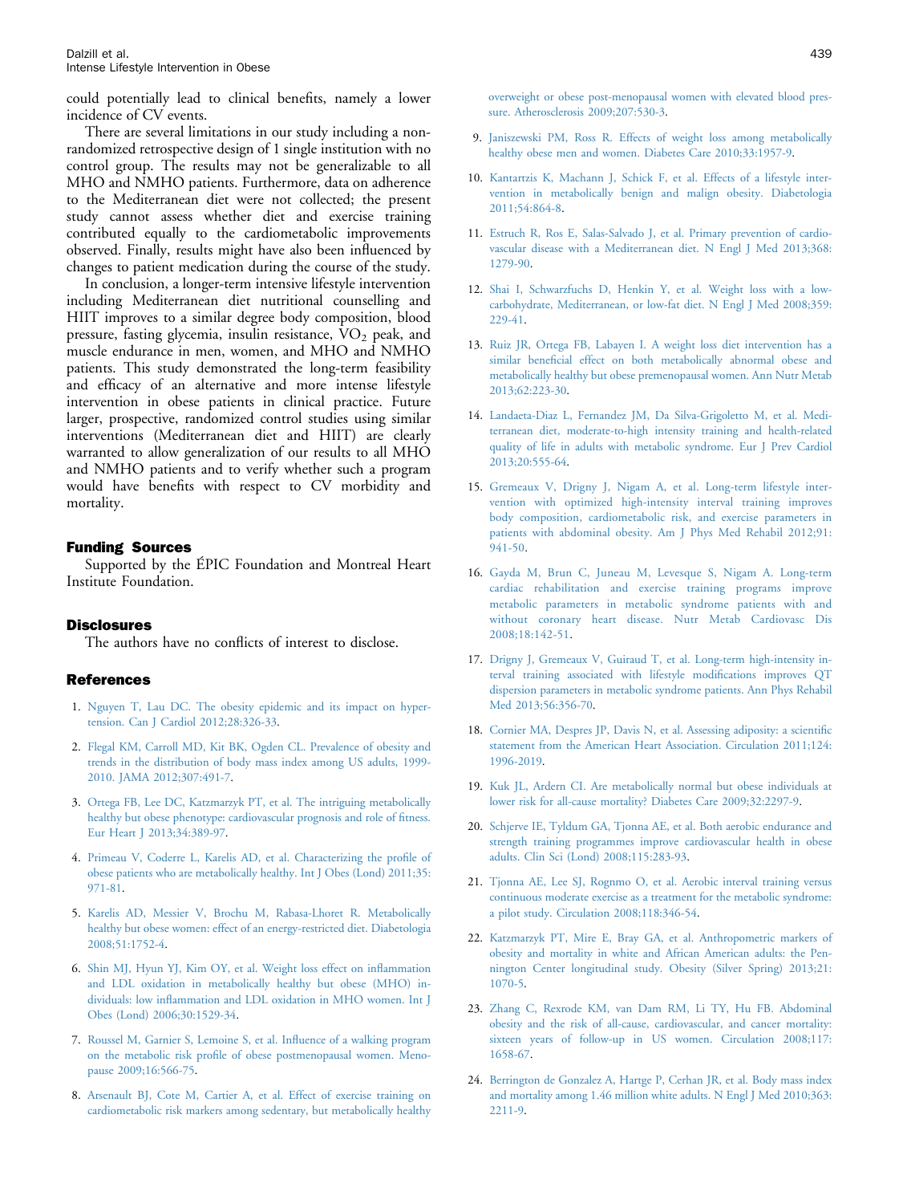could potentially lead to clinical benefits, namely a lower incidence of CV events.

There are several limitations in our study including a non-randomized retrospective design of 1 single institution with no control group. The results may not be generalizable to all MHO and NMHO patients. Furthermore, data on adherence to the Mediterranean diet were not collected; the present study cannot assess whether diet and exercise training contributed equally to the cardiometabolic improvements observed. Finally, results might have also been influenced by changes to patient medication during the course of the study.

In conclusion, a longer-term intensive lifestyle intervention including Mediterranean diet nutritional counselling and HIIT improves to a similar degree body composition, blood pressure, fasting glycemia, insulin resistance, $VO_2$ peak, and muscle endurance in men, women, and MHO and NMHO patients. This study demonstrated the long-term feasibility and efficacy of an alternative and more intense lifestyle intervention in obese patients in clinical practice. Future larger, prospective, randomized control studies using similar interventions (Mediterranean diet and HIIT) are clearly warranted to allow generalization of our results to all MHO and NMHO patients and to verify whether such a program would have benefits with respect to CV morbidity and mortality.

## Funding Sources

Supported by the ÉPIC Foundation and Montreal Heart Institute Foundation.

## Disclosures

The authors have no conflicts of interest to disclose.

## References

1. Nguyen T, Lau DC. The obesity epidemic and its impact on hypertension. Can J Cardiol 2012;28:326-33.
2. Flegal KM, Carroll MD, Kit BK, Ogden CL. Prevalence of obesity and trends in the distribution of body mass index among US adults, 1999-2010. JAMA 2012;307:491-7.
3. Ortega FB, Lee DC, Katzmarzyk PT, et al. The intriguing metabolically healthy but obese phenotype: cardiovascular prognosis and role of fitness. Eur Heart J 2013;34:389-97.
4. Primeau V, Coderre L, Karelis AD, et al. Characterizing the profile of obese patients who are metabolically healthy. Int J Obes (Lond) 2011;35:971-81.
5. Karelis AD, Messier V, Brochu M, Rabasa-Lhoret R. Metabolically healthy but obese women: effect of an energy-restricted diet. Diabetologia 2008;51:1752-4.
6. Shin MJ, Hyun YJ, Kim OY, et al. Weight loss effect on inflammation and LDL oxidation in metabolically healthy but obese (MHO) individuals: low inflammation and LDL oxidation in MHO women. Int J Obes (Lond) 2006;30:1529-34.
7. Roussel M, Garnier S, Lemoine S, et al. Influence of a walking program on the metabolic risk profile of obese postmenopausal women. Menopause 2009;16:566-75.
8. Arsenault BJ, Cote M, Cartier A, et al. Effect of exercise training on cardiometabolic risk markers among sedentary, but metabolically healthy overweight or obese post-menopausal women with elevated blood pressure. Atherosclerosis 2009;207:530-3.
9. Janiszewski PM, Ross R. Effects of weight loss among metabolically healthy obese men and women. Diabetes Care 2010;33:1957-9.
10. Kantartzis K, Machann J, Schick F, et al. Effects of a lifestyle intervention in metabolically benign and malign obesity. Diabetologia 2011;54:864-8.
11. Estruch R, Ros E, Salas-Salvado J, et al. Primary prevention of cardiovascular disease with a Mediterranean diet. N Engl J Med 2013;368:1279-90.
12. Shai I, Schwarzfuchs D, Henkin Y, et al. Weight loss with a low-carbohydrate, Mediterranean, or low-fat diet. N Engl J Med 2008;359:229-41.
13. Ruiz JR, Ortega FB, Labayen I. A weight loss diet intervention has a similar beneficial effect on both metabolically abnormal obese and metabolically healthy but obese premenopausal women. Ann Nutr Metab 2013;62:223-30.
14. Landaeta-Diaz L, Fernandez JM, Da Silva-Grigoletto M, et al. Mediterranean diet, moderate-to-high intensity training and health-related quality of life in adults with metabolic syndrome. Eur J Prev Cardiol 2013;20:555-64.
15. Gremeaux V, Drigny J, Nigam A, et al. Long-term lifestyle intervention with optimized high-intensity interval training improves body composition, cardiometabolic risk, and exercise parameters in patients with abdominal obesity. Am J Phys Med Rehabil 2012;91:941-50.
16. Gayda M, Brun C, Juneau M, Levesque S, Nigam A. Long-term cardiac rehabilitation and exercise training programs improve metabolic parameters in metabolic syndrome patients with and without coronary heart disease. Nutr Metab Cardiovasc Dis 2008;18:142-51.
17. Drigny J, Gremeaux V, Guiraud T, et al. Long-term high-intensity interval training associated with lifestyle modifications improves QT dispersion parameters in metabolic syndrome patients. Ann Phys Rehabil Med 2013;56:356-70.
18. Cornier MA, Despres JP, Davis N, et al. Assessing adiposity: a scientific statement from the American Heart Association. Circulation 2011;124:1996-2019.
19. Kuk JL, Ardern CI. Are metabolically normal but obese individuals at lower risk for all-cause mortality? Diabetes Care 2009;32:2297-9.
20. Schjerve IE, Tyldum GA, Tjonna AE, et al. Both aerobic endurance and strength training programmes improve cardiovascular health in obese adults. Clin Sci (Lond) 2008;115:283-93.
21. Tjonna AE, Lee SJ, Rognmo O, et al. Aerobic interval training versus continuous moderate exercise as a treatment for the metabolic syndrome: a pilot study. Circulation 2008;118:346-54.
22. Katzmarzyk PT, Mire E, Bray GA, et al. Anthropometric markers of obesity and mortality in white and African American adults: the Pennington Center longitudinal study. Obesity (Silver Spring) 2013;21:1070-5.
23. Zhang C, Rexrode KM, van Dam RM, Li TY, Hu FB. Abdominal obesity and the risk of all-cause, cardiovascular, and cancer mortality: sixteen years of follow-up in US women. Circulation 2008;117:1658-67.
24. Berrington de Gonzalez A, Hartge P, Cerhan JR, et al. Body mass index and mortality among 1.46 million white adults. N Engl J Med 2010;363:2211-9.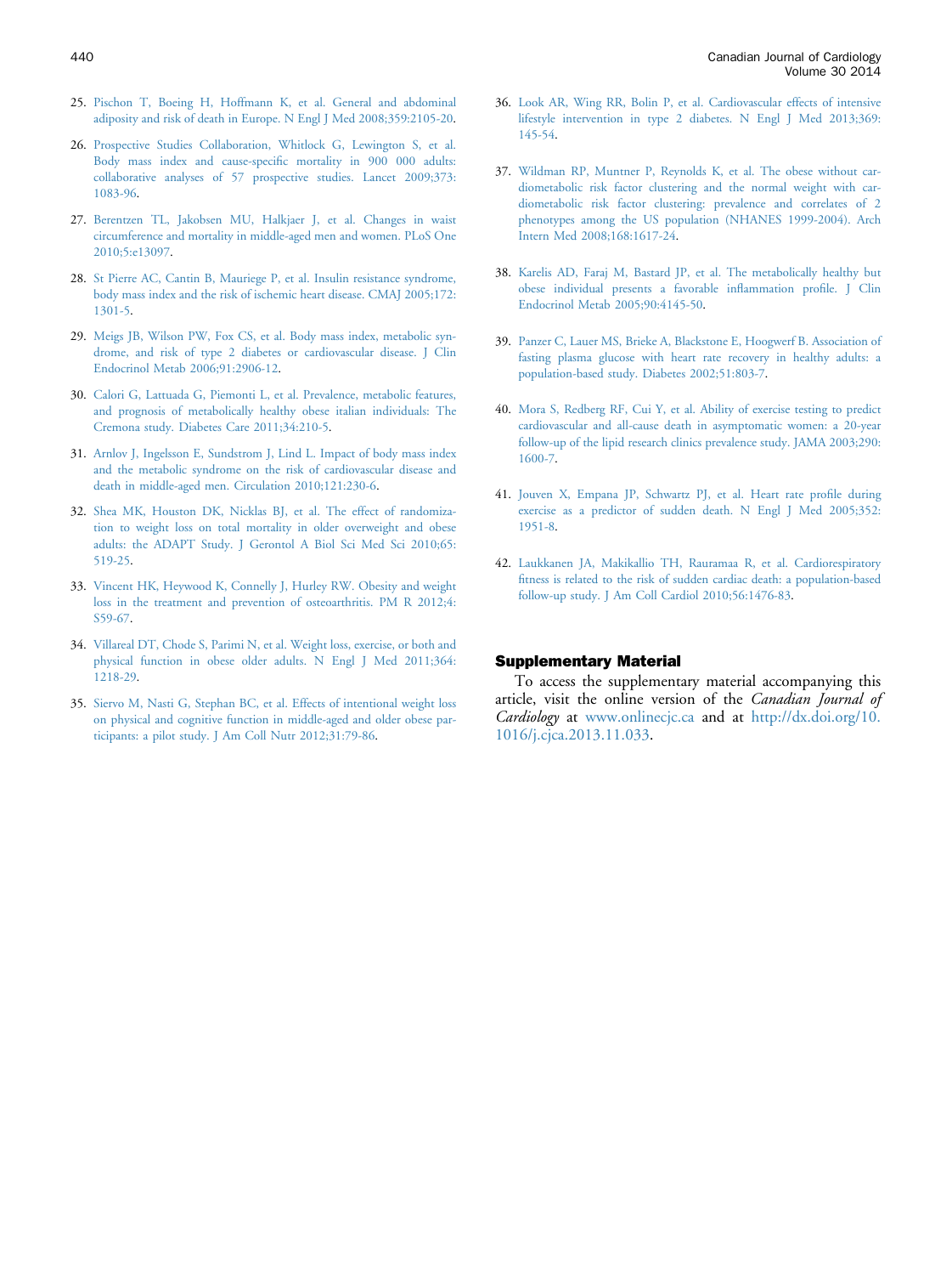25. Pischon T, Boeing H, Hoffmann K, et al. General and abdominal adiposity and risk of death in Europe. N Engl J Med 2008;359:2105-20.

26. Prospective Studies Collaboration, Whitlock G, Lewington S, et al. Body mass index and cause-specific mortality in 900 000 adults: collaborative analyses of 57 prospective studies. Lancet 2009;373: 1083-96.

27. Berentzen TL, Jakobsen MU, Halkjaer J, et al. Changes in waist circumference and mortality in middle-aged men and women. PLoS One 2010;5:e13097.

28. St Pierre AC, Cantin B, Mauriege P, et al. Insulin resistance syndrome, body mass index and the risk of ischemic heart disease. CMAJ 2005;172: 1301-5.

29. Meigs JB, Wilson PW, Fox CS, et al. Body mass index, metabolic syndrome, and risk of type 2 diabetes or cardiovascular disease. J Clin Endocrinol Metab 2006;91:2906-12.

30. Calori G, Lattuada G, Piemonti L, et al. Prevalence, metabolic features, and prognosis of metabolically healthy obese italian individuals: The Cremona study. Diabetes Care 2011;34:210-5.

31. Arnlov J, Ingelsson E, Sundstrom J, Lind L. Impact of body mass index and the metabolic syndrome on the risk of cardiovascular disease and death in middle-aged men. Circulation 2010;121:230-6.

32. Shea MK, Houston DK, Nicklas BJ, et al. The effect of randomization to weight loss on total mortality in older overweight and obese adults: the ADAPT Study. J Gerontol A Biol Sci Med Sci 2010;65: 519-25.

33. Vincent HK, Heywood K, Connelly J, Hurley RW. Obesity and weight loss in the treatment and prevention of osteoarthritis. PM R 2012;4: S59-67.

34. Villareal DT, Chode S, Parimi N, et al. Weight loss, exercise, or both and physical function in obese older adults. N Engl J Med 2011;364: 1218-29.

35. Siervo M, Nasti G, Stephan BC, et al. Effects of intentional weight loss on physical and cognitive function in middle-aged and older obese participants: a pilot study. J Am Coll Nutr 2012;31:79-86.

36. Look AR, Wing RR, Bolin P, et al. Cardiovascular effects of intensive lifestyle intervention in type 2 diabetes. N Engl J Med 2013;369: 145-54.

37. Wildman RP, Muntner P, Reynolds K, et al. The obese without cardiometabolic risk factor clustering and the normal weight with cardiometabolic risk factor clustering: prevalence and correlates of 2 phenotypes among the US population (NHANES 1999-2004). Arch Intern Med 2008;168:1617-24.

38. Karelis AD, Faraj M, Bastard JP, et al. The metabolically healthy but obese individual presents a favorable inflammation profile. J Clin Endocrinol Metab 2005;90:4145-50.

39. Panzer C, Lauer MS, Brieke A, Blackstone E, Hoogwerf B. Association of fasting plasma glucose with heart rate recovery in healthy adults: a population-based study. Diabetes 2002;51:803-7.

40. Mora S, Redberg RF, Cui Y, et al. Ability of exercise testing to predict cardiovascular and all-cause death in asymptomatic women: a 20-year follow-up of the lipid research clinics prevalence study. JAMA 2003;290: 1600-7.

41. Jouven X, Empana JP, Schwartz PJ, et al. Heart rate profile during exercise as a predictor of sudden death. N Engl J Med 2005;352: 1951-8.

42. Laukkanen JA, Makikallio TH, Rauramaa R, et al. Cardiorespiratory fitness is related to the risk of sudden cardiac death: a population-based follow-up study. J Am Coll Cardiol 2010;56:1476-83.

## Supplementary Material

To access the supplementary material accompanying this article, visit the online version of the *Canadian Journal of Cardiology* at www.onlinecjc.ca and at http://dx.doi.org/10.1016/j.cjca.2013.11.033.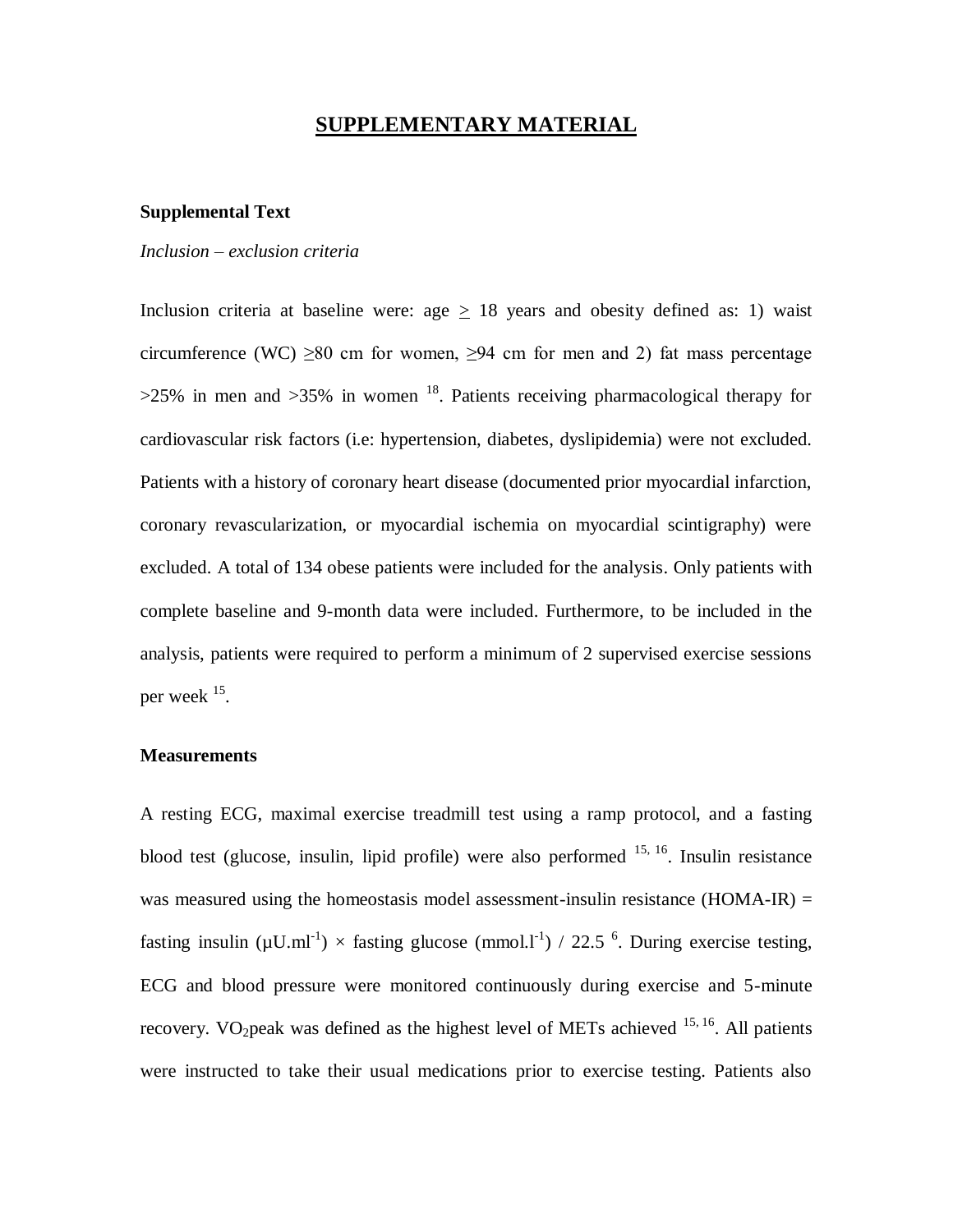## SUPPLEMENTARY MATERIAL

### Supplemental Text

*Inclusion – exclusion criteria*

Inclusion criteria at baseline were: age $\geq$ 18 years and obesity defined as: 1) waist circumference (WC) $\geq$80 cm for women, $\geq$94 cm for men and 2) fat mass percentage >25% in men and >35% in women [18]. Patients receiving pharmacological therapy for cardiovascular risk factors (i.e: hypertension, diabetes, dyslipidemia) were not excluded. Patients with a history of coronary heart disease (documented prior myocardial infarction, coronary revascularization, or myocardial ischemia on myocardial scintigraphy) were excluded. A total of 134 obese patients were included for the analysis. Only patients with complete baseline and 9-month data were included. Furthermore, to be included in the analysis, patients were required to perform a minimum of 2 supervised exercise sessions per week [15].

### Measurements

A resting ECG, maximal exercise treadmill test using a ramp protocol, and a fasting blood test (glucose, insulin, lipid profile) were also performed [15, 16]. Insulin resistance was measured using the homeostasis model assessment-insulin resistance (HOMA-IR) = fasting insulin ($\mu U.ml^{-1}$) × fasting glucose ($mmol.l^{-1}$) / 22.5 [6]. During exercise testing, ECG and blood pressure were monitored continuously during exercise and 5-minute recovery. $VO_2$peak was defined as the highest level of METs achieved [15, 16]. All patients were instructed to take their usual medications prior to exercise testing. Patients also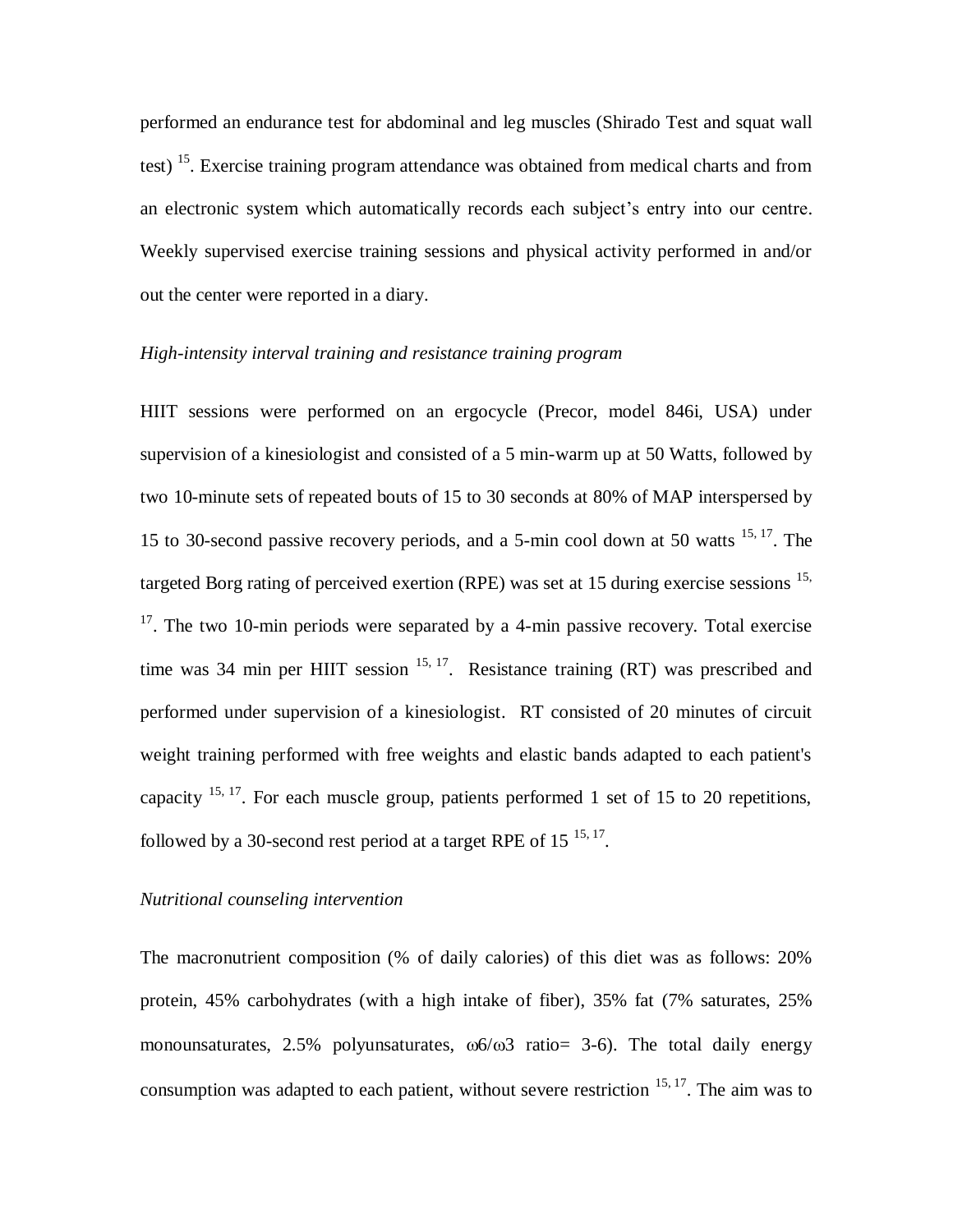performed an endurance test for abdominal and leg muscles (Shirado Test and squat wall test) [15]. Exercise training program attendance was obtained from medical charts and from an electronic system which automatically records each subject's entry into our centre. Weekly supervised exercise training sessions and physical activity performed in and/or out the center were reported in a diary.

*High-intensity interval training and resistance training program*

HIIT sessions were performed on an ergocycle (Precor, model 846i, USA) under supervision of a kinesiologist and consisted of a 5 min-warm up at 50 Watts, followed by two 10-minute sets of repeated bouts of 15 to 30 seconds at 80% of MAP interspersed by 15 to 30-second passive recovery periods, and a 5-min cool down at 50 watts [15, 17]. The targeted Borg rating of perceived exertion (RPE) was set at 15 during exercise sessions [15, 17]. The two 10-min periods were separated by a 4-min passive recovery. Total exercise time was 34 min per HIIT session [15, 17]. Resistance training (RT) was prescribed and performed under supervision of a kinesiologist. RT consisted of 20 minutes of circuit weight training performed with free weights and elastic bands adapted to each patient's capacity [15, 17]. For each muscle group, patients performed 1 set of 15 to 20 repetitions, followed by a 30-second rest period at a target RPE of 15 [15, 17].

*Nutritional counseling intervention*

The macronutrient composition (% of daily calories) of this diet was as follows: 20% protein, 45% carbohydrates (with a high intake of fiber), 35% fat (7% saturates, 25% monounsaturates, 2.5% polyunsaturates, $\omega6/\omega3$ ratio= 3-6). The total daily energy consumption was adapted to each patient, without severe restriction [15, 17]. The aim was to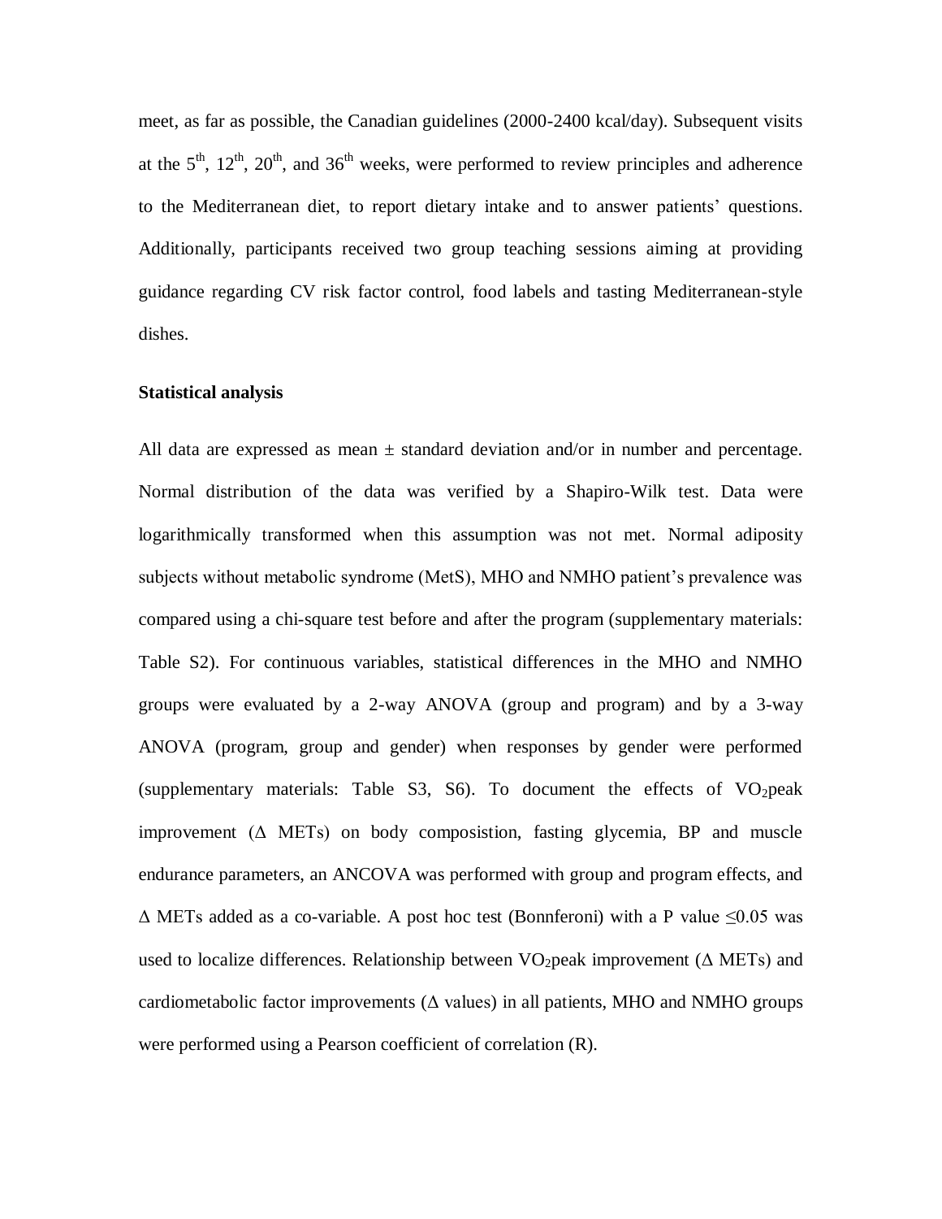meet, as far as possible, the Canadian guidelines (2000-2400 kcal/day). Subsequent visits at the $5^{th}$, $12^{th}$, $20^{th}$, and $36^{th}$ weeks, were performed to review principles and adherence to the Mediterranean diet, to report dietary intake and to answer patients' questions. Additionally, participants received two group teaching sessions aiming at providing guidance regarding CV risk factor control, food labels and tasting Mediterranean-style dishes.

**Statistical analysis**

All data are expressed as mean ± standard deviation and/or in number and percentage. Normal distribution of the data was verified by a Shapiro-Wilk test. Data were logarithmically transformed when this assumption was not met. Normal adiposity subjects without metabolic syndrome (MetS), MHO and NMHO patient's prevalence was compared using a chi-square test before and after the program (supplementary materials: Table S2). For continuous variables, statistical differences in the MHO and NMHO groups were evaluated by a 2-way ANOVA (group and program) and by a 3-way ANOVA (program, group and gender) when responses by gender were performed (supplementary materials: Table S3, S6). To document the effects of $VO_2$peak improvement (Δ METs) on body composistion, fasting glycemia, BP and muscle endurance parameters, an ANCOVA was performed with group and program effects, and Δ METs added as a co-variable. A post hoc test (Bonnferoni) with a P value $\leq 0.05$ was used to localize differences. Relationship between $VO_2$peak improvement (Δ METs) and cardiometabolic factor improvements (Δ values) in all patients, MHO and NMHO groups were performed using a Pearson coefficient of correlation (R).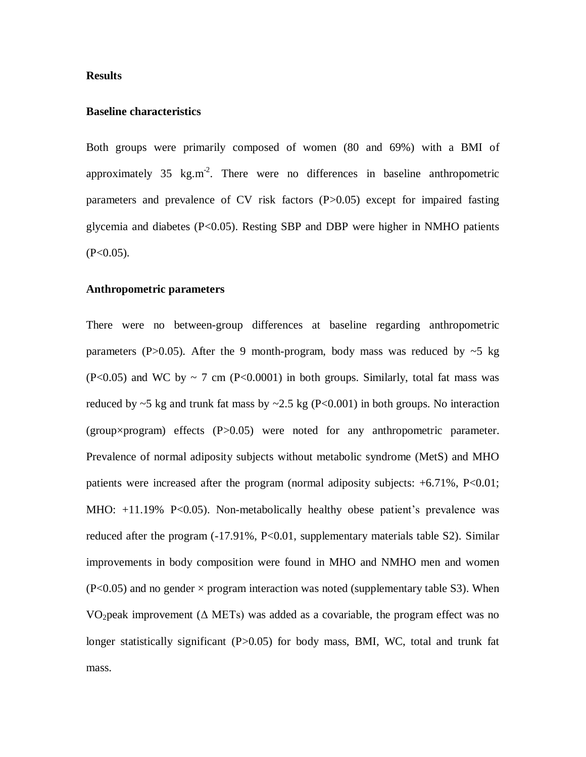## Results

### Baseline characteristics

Both groups were primarily composed of women (80 and 69%) with a BMI of approximately 35 $kg.m^{-2}$. There were no differences in baseline anthropometric parameters and prevalence of CV risk factors (P>0.05) except for impaired fasting glycemia and diabetes (P<0.05). Resting SBP and DBP were higher in NMHO patients (P<0.05).

### Anthropometric parameters

There were no between-group differences at baseline regarding anthropometric parameters (P>0.05). After the 9 month-program, body mass was reduced by ~5 kg (P<0.05) and WC by ~ 7 cm (P<0.0001) in both groups. Similarly, total fat mass was reduced by ~5 kg and trunk fat mass by ~2.5 kg (P<0.001) in both groups. No interaction (group×program) effects (P>0.05) were noted for any anthropometric parameter. Prevalence of normal adiposity subjects without metabolic syndrome (MetS) and MHO patients were increased after the program (normal adiposity subjects: +6.71%, P<0.01; MHO: +11.19% P<0.05). Non-metabolically healthy obese patient's prevalence was reduced after the program (-17.91%, P<0.01, supplementary materials table S2). Similar improvements in body composition were found in MHO and NMHO men and women (P<0.05) and no gender × program interaction was noted (supplementary table S3). When $VO_2$peak improvement (Δ METs) was added as a covariable, the program effect was no longer statistically significant (P>0.05) for body mass, BMI, WC, total and trunk fat mass.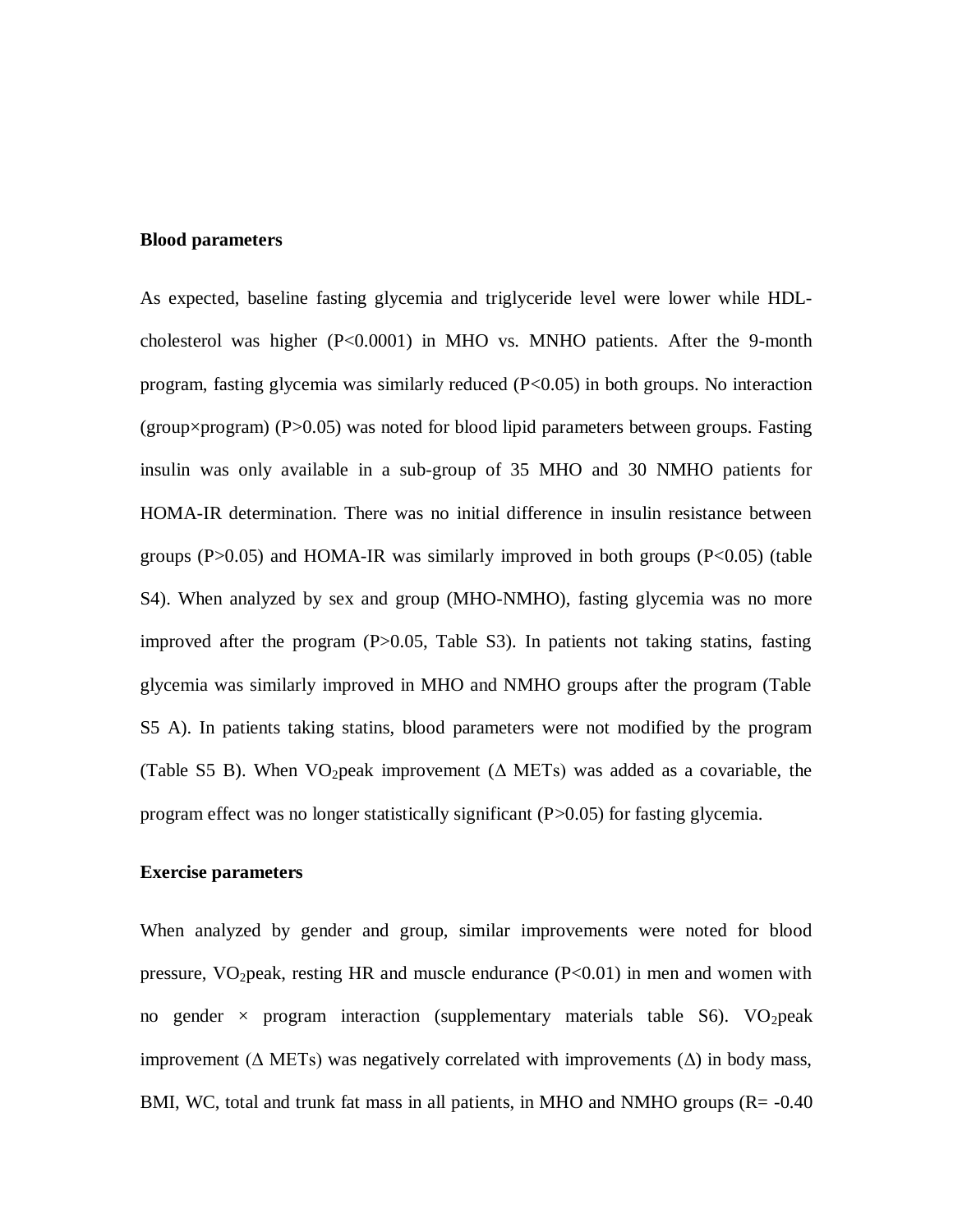**Blood parameters**

As expected, baseline fasting glycemia and triglyceride level were lower while HDL-cholesterol was higher ($P<0.0001$) in MHO vs. MNHO patients. After the 9-month program, fasting glycemia was similarly reduced ($P<0.05$) in both groups. No interaction (group×program) ($P>0.05$) was noted for blood lipid parameters between groups. Fasting insulin was only available in a sub-group of 35 MHO and 30 NMHO patients for HOMA-IR determination. There was no initial difference in insulin resistance between groups ($P>0.05$) and HOMA-IR was similarly improved in both groups ($P<0.05$) (table S4). When analyzed by sex and group (MHO-NMHO), fasting glycemia was no more improved after the program ($P>0.05$, Table S3). In patients not taking statins, fasting glycemia was similarly improved in MHO and NMHO groups after the program (Table S5 A). In patients taking statins, blood parameters were not modified by the program (Table S5 B). When $VO_2$peak improvement (Δ METs) was added as a covariable, the program effect was no longer statistically significant ($P>0.05$) for fasting glycemia.

**Exercise parameters**

When analyzed by gender and group, similar improvements were noted for blood pressure, $VO_2$peak, resting HR and muscle endurance ($P<0.01$) in men and women with no gender × program interaction (supplementary materials table S6). $VO_2$peak improvement (Δ METs) was negatively correlated with improvements (Δ) in body mass, BMI, WC, total and trunk fat mass in all patients, in MHO and NMHO groups ($R= -0.40$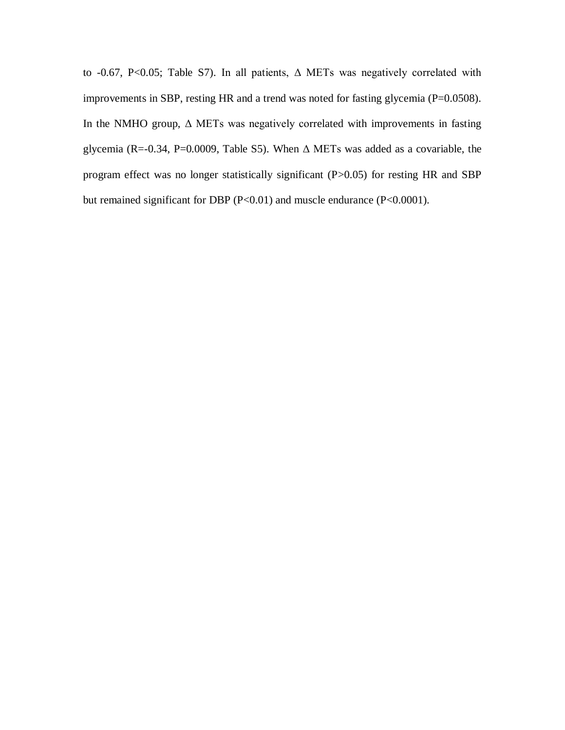to -0.67, $P<0.05$; Table S7). In all patients, $\Delta$ METs was negatively correlated with improvements in SBP, resting HR and a trend was noted for fasting glycemia ($P=0.0508$). In the NMHO group, $\Delta$ METs was negatively correlated with improvements in fasting glycemia ($R=-0.34$, $P=0.0009$, Table S5). When $\Delta$ METs was added as a covariable, the program effect was no longer statistically significant ($P>0.05$) for resting HR and SBP but remained significant for DBP ($P<0.01$) and muscle endurance ($P<0.0001$).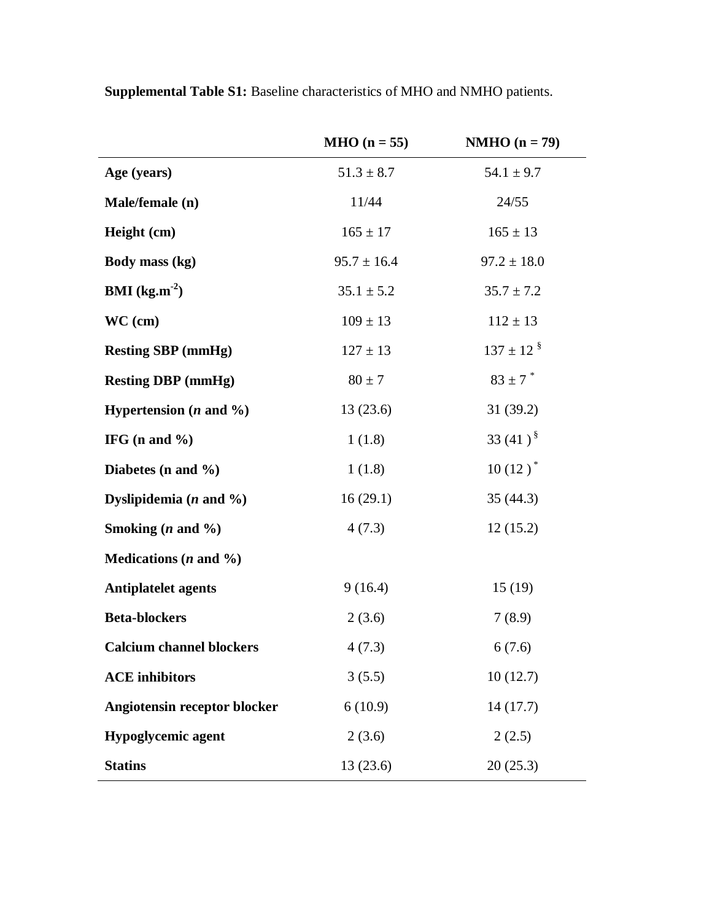**Supplemental Table S1:** Baseline characteristics of MHO and NMHO patients.

| | MHO (n = 55) | NMHO (n = 79) |
|---|---|---|
| **Age (years)** | 51.3 ± 8.7 | 54.1 ± 9.7 |
| **Male/female (n)** | 11/44 | 24/55 |
| **Height (cm)** | 165 ± 17 | 165 ± 13 |
| **Body mass (kg)** | 95.7 ± 16.4 | 97.2 ± 18.0 |
| **BMI ($kg.m^{-2}$)** | 35.1 ± 5.2 | 35.7 ± 7.2 |
| **WC (cm)** | 109 ± 13 | 112 ± 13 |
| **Resting SBP (mmHg)** | 127 ± 13 | 137 ± 12 [§] |
| **Resting DBP (mmHg)** | 80 ± 7 | 83 ± 7 [*] |
| **Hypertension (*n* and %)** | 13 (23.6) | 31 (39.2) |
| **IFG (n and %)** | 1 (1.8) | 33 (41 ) [§] |
| **Diabetes (n and %)** | 1 (1.8) | 10 (12 ) [*] |
| **Dyslipidemia (*n* and %)** | 16 (29.1) | 35 (44.3) |
| **Smoking (*n* and %)** | 4 (7.3) | 12 (15.2) |
| **Medications (*n* and %)** | | |
| **Antiplatelet agents** | 9 (16.4) | 15 (19) |
| **Beta-blockers** | 2 (3.6) | 7 (8.9) |
| **Calcium channel blockers** | 4 (7.3) | 6 (7.6) |
| **ACE inhibitors** | 3 (5.5) | 10 (12.7) |
| **Angiotensin receptor blocker** | 6 (10.9) | 14 (17.7) |
| **Hypoglycemic agent** | 2 (3.6) | 2 (2.5) |
| **Statins** | 13 (23.6) | 20 (25.3) |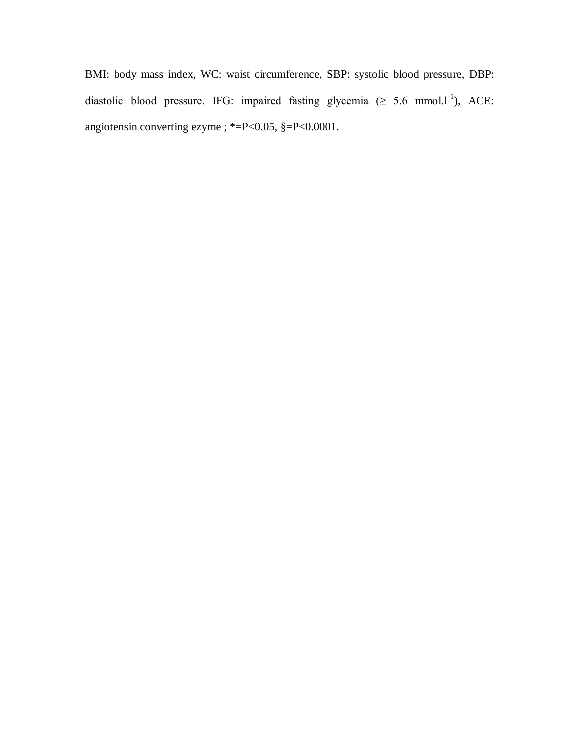BMI: body mass index, WC: waist circumference, SBP: systolic blood pressure, DBP: diastolic blood pressure. IFG: impaired fasting glycemia (≥ 5.6 $mmol.l^{-1}$), ACE: angiotensin converting ezyme ; *=P<0.05, §=P<0.0001.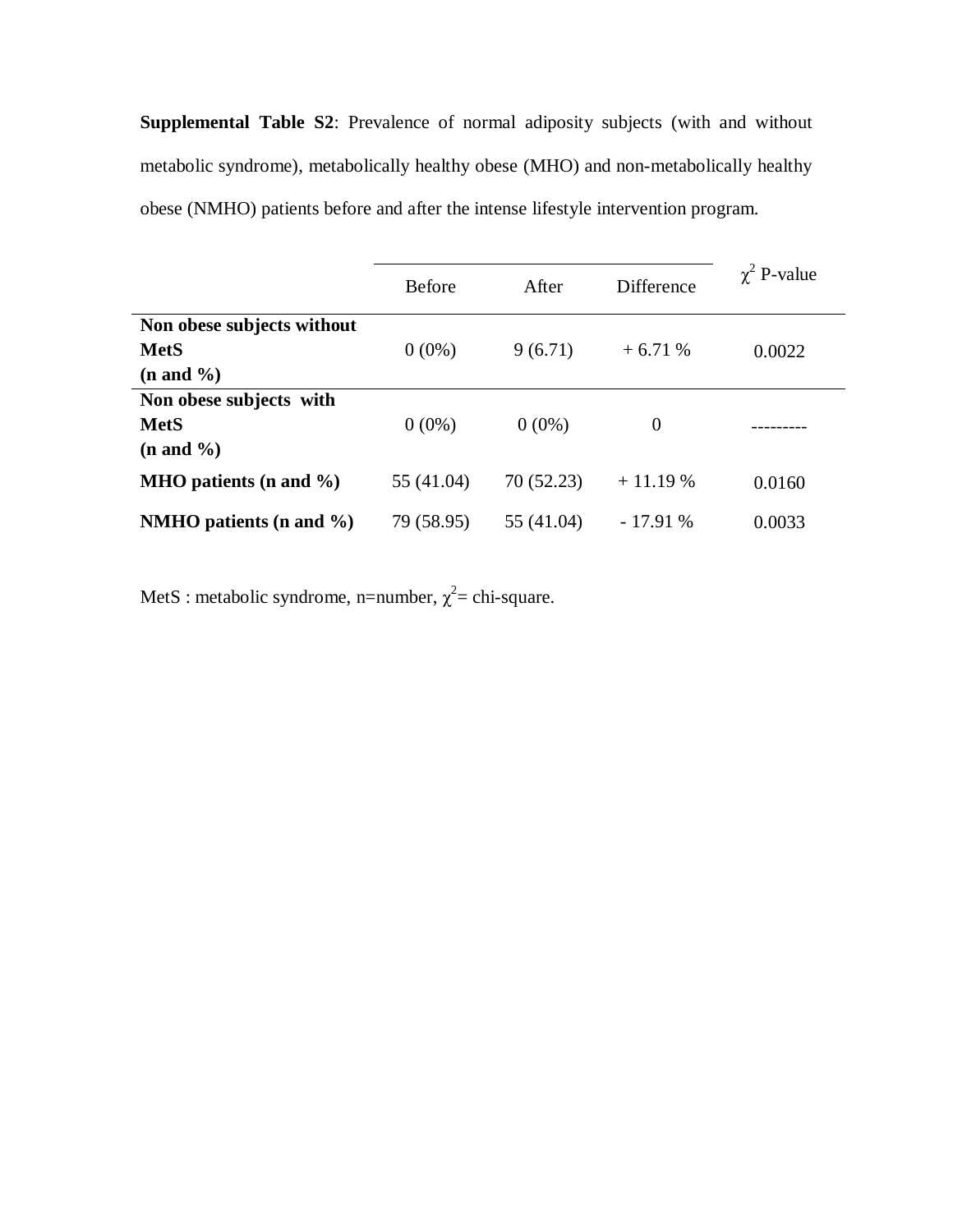**Supplemental Table S2**: Prevalence of normal adiposity subjects (with and without metabolic syndrome), metabolically healthy obese (MHO) and non-metabolically healthy obese (NMHO) patients before and after the intense lifestyle intervention program.

| | Before | After | Difference | $\chi^2$ P-value |
|---|---|---|---|---|
| **Non obese subjects without MetS (n and %)** | 0 (0%) | 9 (6.71) | + 6.71 % | 0.0022 |
| **Non obese subjects with MetS (n and %)** | 0 (0%) | 0 (0%) | 0 | --------- |
| **MHO patients (n and %)** | 55 (41.04) | 70 (52.23) | + 11.19 % | 0.0160 |
| **NMHO patients (n and %)** | 79 (58.95) | 55 (41.04) | - 17.91 % | 0.0033 |

MetS : metabolic syndrome, n=number, $\chi^2$= chi-square.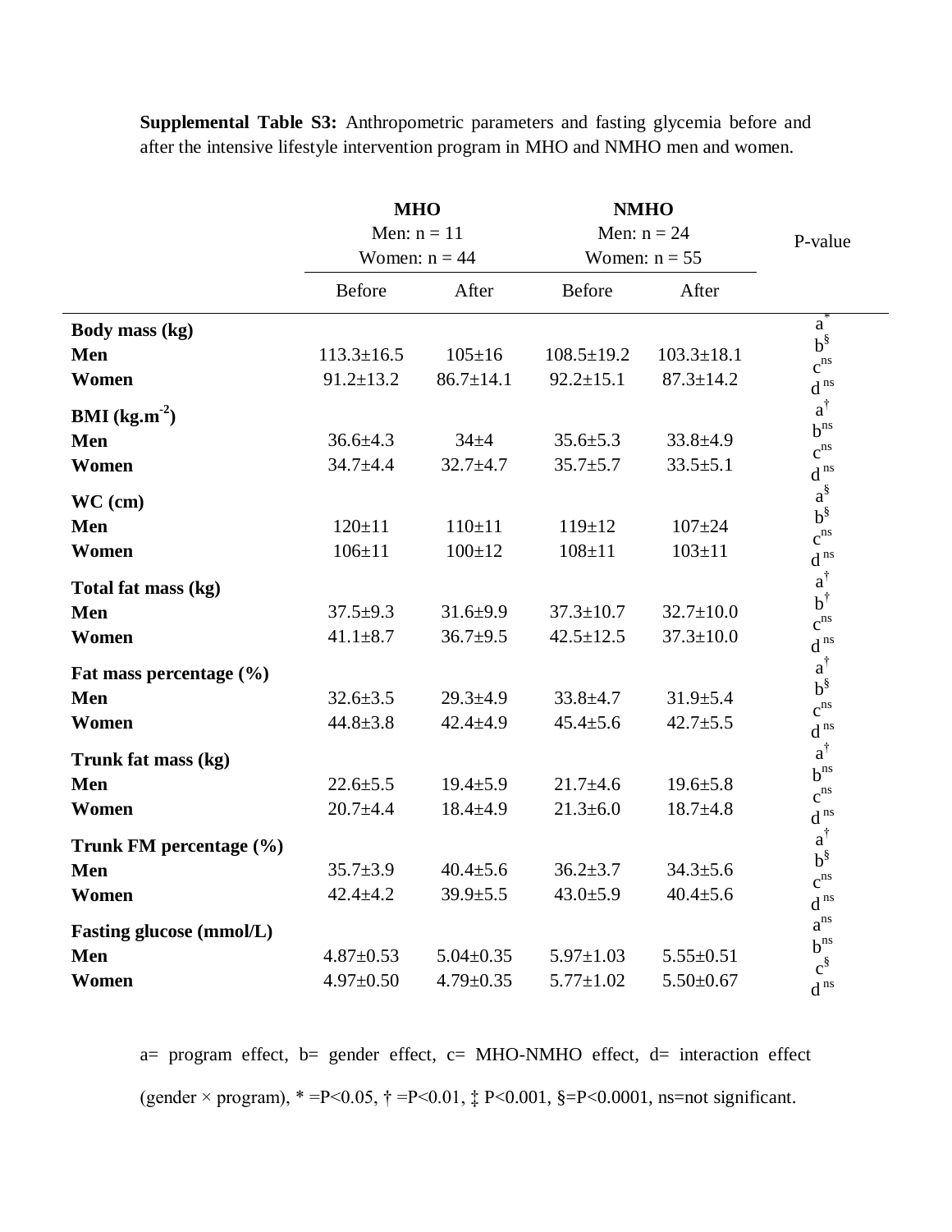**Supplemental Table S3:** Anthropometric parameters and fasting glycemia before and after the intensive lifestyle intervention program in MHO and NMHO men and women.

| | MHO<br>Men: n = 11<br>Women: n = 44 | | NMHO<br>Men: n = 24<br>Women: n = 55 | | P-value |
|---|---|---|---|---|---|
| | Before | After | Before | After | |
| **Body mass (kg)** | | | | | a* |
| **Men** | 113.3±16.5 | 105±16 | 108.5±19.2 | 103.3±18.1 | b§ c ns |
| **Women** | 91.2±13.2 | 86.7±14.1 | 92.2±15.1 | 87.3±14.2 | d ns |
| **BMI (kg.m$^{-2}$)** | | | | | a† |
| **Men** | 36.6±4.3 | 34±4 | 35.6±5.3 | 33.8±4.9 | b ns c ns |
| **Women** | 34.7±4.4 | 32.7±4.7 | 35.7±5.7 | 33.5±5.1 | d ns |
| **WC (cm)** | | | | | a§ |
| **Men** | 120±11 | 110±11 | 119±12 | 107±24 | b§ c ns |
| **Women** | 106±11 | 100±12 | 108±11 | 103±11 | d ns |
| **Total fat mass (kg)** | | | | | a† |
| **Men** | 37.5±9.3 | 31.6±9.9 | 37.3±10.7 | 32.7±10.0 | b† c ns |
| **Women** | 41.1±8.7 | 36.7±9.5 | 42.5±12.5 | 37.3±10.0 | d ns |
| **Fat mass percentage (%)** | | | | | a† |
| **Men** | 32.6±3.5 | 29.3±4.9 | 33.8±4.7 | 31.9±5.4 | b§ c ns |
| **Women** | 44.8±3.8 | 42.4±4.9 | 45.4±5.6 | 42.7±5.5 | d ns |
| **Trunk fat mass (kg)** | | | | | a† |
| **Men** | 22.6±5.5 | 19.4±5.9 | 21.7±4.6 | 19.6±5.8 | b ns c ns |
| **Women** | 20.7±4.4 | 18.4±4.9 | 21.3±6.0 | 18.7±4.8 | d ns |
| **Trunk FM percentage (%)** | | | | | a† |
| **Men** | 35.7±3.9 | 40.4±5.6 | 36.2±3.7 | 34.3±5.6 | b§ c ns |
| **Women** | 42.4±4.2 | 39.9±5.5 | 43.0±5.9 | 40.4±5.6 | d ns |
| **Fasting glucose (mmol/L)** | | | | | a ns |
| **Men** | 4.87±0.53 | 5.04±0.35 | 5.97±1.03 | 5.55±0.51 | b ns c§ |
| **Women** | 4.97±0.50 | 4.79±0.35 | 5.77±1.02 | 5.50±0.67 | d ns |

a= program effect, b= gender effect, c= MHO-NMHO effect, d= interaction effect (gender × program), * =P<0.05, † =P<0.01, ‡ P<0.001, §=P<0.0001, ns=not significant.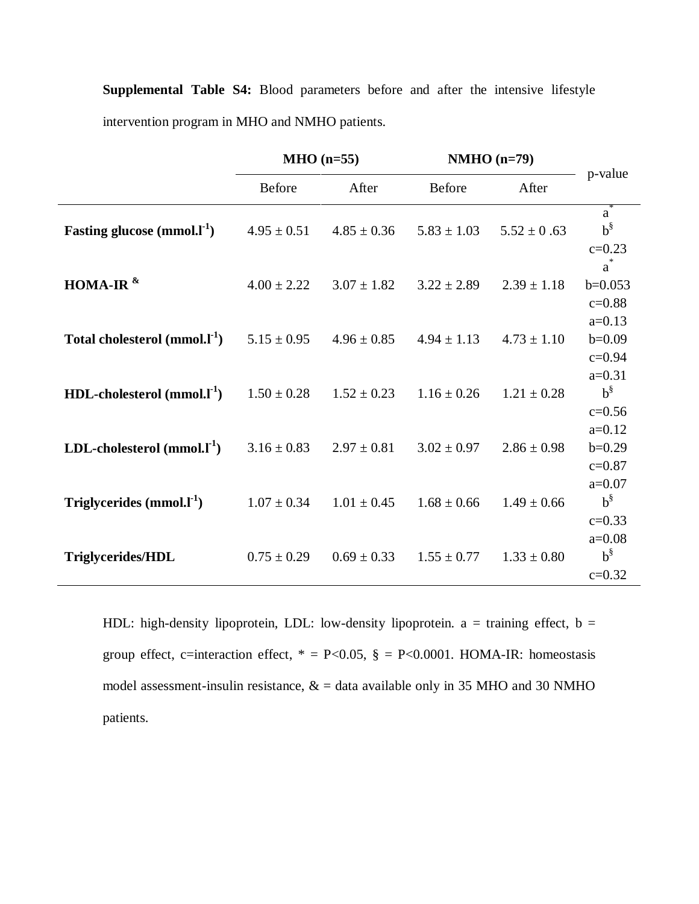**Supplemental Table S4:** Blood parameters before and after the intensive lifestyle intervention program in MHO and NMHO patients.

| | MHO (n=55) | | NMHO (n=79) | | p-value |
|---|---|---|---|---|---|
| | Before | After | Before | After | |
| **Fasting glucose ($mmol.l^{-1}$)** | 4.95 ± 0.51 | 4.85 ± 0.36 | 5.83 ± 1.03 | 5.52 ± 0 .63 | a$^{*}$<br>b$^{§}$<br>c=0.23 |
| **HOMA-IR $^{\&}$** | 4.00 ± 2.22 | 3.07 ± 1.82 | 3.22 ± 2.89 | 2.39 ± 1.18 | a$^{*}$<br>b=0.053<br>c=0.88 |
| **Total cholesterol ($mmol.l^{-1}$)** | 5.15 ± 0.95 | 4.96 ± 0.85 | 4.94 ± 1.13 | 4.73 ± 1.10 | a=0.13<br>b=0.09<br>c=0.94 |
| **HDL-cholesterol ($mmol.l^{-1}$)** | 1.50 ± 0.28 | 1.52 ± 0.23 | 1.16 ± 0.26 | 1.21 ± 0.28 | a=0.31<br>b$^{§}$<br>c=0.56 |
| **LDL-cholesterol ($mmol.l^{-1}$)** | 3.16 ± 0.83 | 2.97 ± 0.81 | 3.02 ± 0.97 | 2.86 ± 0.98 | a=0.12<br>b=0.29<br>c=0.87 |
| **Triglycerides ($mmol.l^{-1}$)** | 1.07 ± 0.34 | 1.01 ± 0.45 | 1.68 ± 0.66 | 1.49 ± 0.66 | a=0.07<br>b$^{§}$<br>c=0.33 |
| **Triglycerides/HDL** | 0.75 ± 0.29 | 0.69 ± 0.33 | 1.55 ± 0.77 | 1.33 ± 0.80 | a=0.08<br>b$^{§}$<br>c=0.32 |

HDL: high-density lipoprotein, LDL: low-density lipoprotein. a = training effect, b = group effect, c=interaction effect, * = $P<0.05$, § = $P<0.0001$. HOMA-IR: homeostasis model assessment-insulin resistance, & = data available only in 35 MHO and 30 NMHO patients.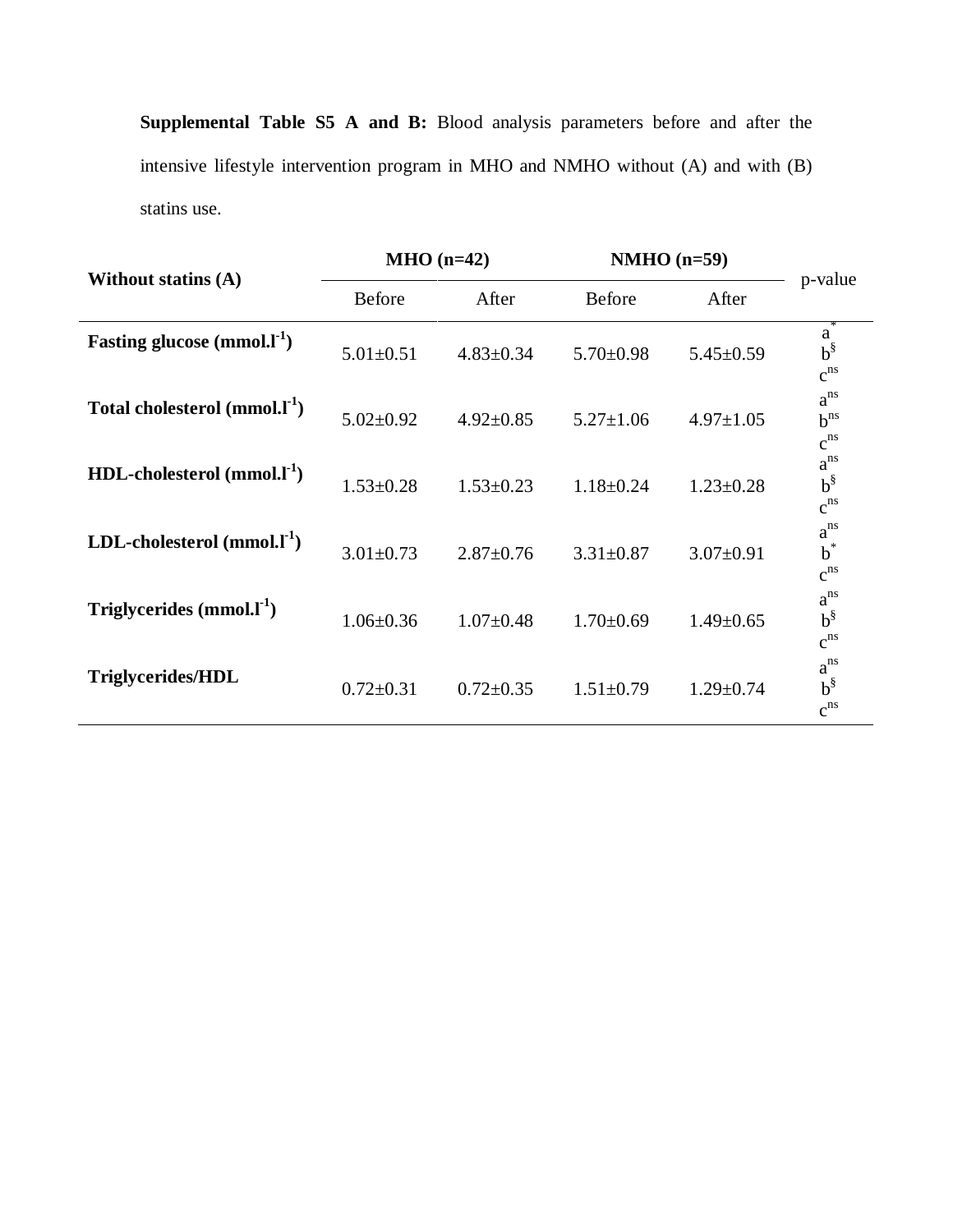**Supplemental Table S5 A and B:** Blood analysis parameters before and after the intensive lifestyle intervention program in MHO and NMHO without (A) and with (B) statins use.

| Without statins (A) | MHO (n=42) | | NMHO (n=59) | | p-value |
|---|---|---|---|---|---|
| | Before | After | Before | After | |
| **Fasting glucose (mmol.l$^{-1}$)** | 5.01±0.51 | 4.83±0.34 | 5.70±0.98 | 5.45±0.59 | a* b§ c^ns |
| **Total cholesterol (mmol.l$^{-1}$)** | 5.02±0.92 | 4.92±0.85 | 5.27±1.06 | 4.97±1.05 | a^ns b^ns c^ns |
| **HDL-cholesterol (mmol.l$^{-1}$)** | 1.53±0.28 | 1.53±0.23 | 1.18±0.24 | 1.23±0.28 | a^ns b§ c^ns |
| **LDL-cholesterol (mmol.l$^{-1}$)** | 3.01±0.73 | 2.87±0.76 | 3.31±0.87 | 3.07±0.91 | a^ns b* c^ns |
| **Triglycerides (mmol.l$^{-1}$)** | 1.06±0.36 | 1.07±0.48 | 1.70±0.69 | 1.49±0.65 | a^ns b§ c^ns |
| **Triglycerides/HDL** | 0.72±0.31 | 0.72±0.35 | 1.51±0.79 | 1.29±0.74 | a^ns b§ c^ns |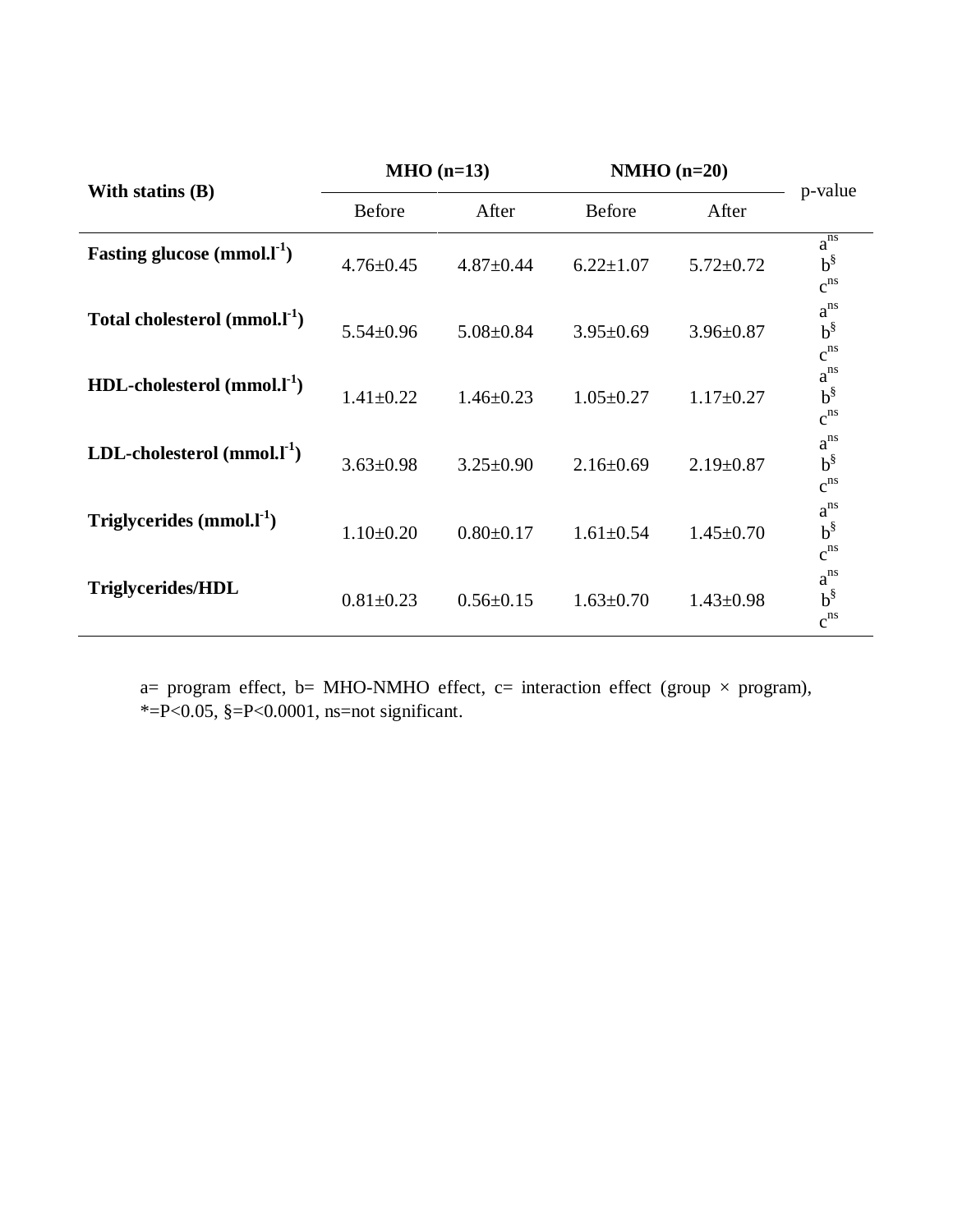| **With statins (B)** | **MHO (n=13)** | | **NMHO (n=20)** | | p-value |
|---|---|---|---|---|---|
| | Before | After | Before | After | |
| **Fasting glucose (mmol.l$^{-1}$)** | 4.76±0.45 | 4.87±0.44 | 6.22±1.07 | 5.72±0.72 | $a^{ns}$ $b^{§}$ $c^{ns}$ |
| **Total cholesterol (mmol.l$^{-1}$)** | 5.54±0.96 | 5.08±0.84 | 3.95±0.69 | 3.96±0.87 | $a^{ns}$ $b^{§}$ $c^{ns}$ |
| **HDL-cholesterol (mmol.l$^{-1}$)** | 1.41±0.22 | 1.46±0.23 | 1.05±0.27 | 1.17±0.27 | $a^{ns}$ $b^{§}$ $c^{ns}$ |
| **LDL-cholesterol (mmol.l$^{-1}$)** | 3.63±0.98 | 3.25±0.90 | 2.16±0.69 | 2.19±0.87 | $a^{ns}$ $b^{§}$ $c^{ns}$ |
| **Triglycerides (mmol.l$^{-1}$)** | 1.10±0.20 | 0.80±0.17 | 1.61±0.54 | 1.45±0.70 | $a^{ns}$ $b^{§}$ $c^{ns}$ |
| **Triglycerides/HDL** | 0.81±0.23 | 0.56±0.15 | 1.63±0.70 | 1.43±0.98 | $a^{ns}$ $b^{§}$ $c^{ns}$ |

a= program effect, b= MHO-NMHO effect, c= interaction effect (group × program), *=P<0.05, §=P<0.0001, ns=not significant.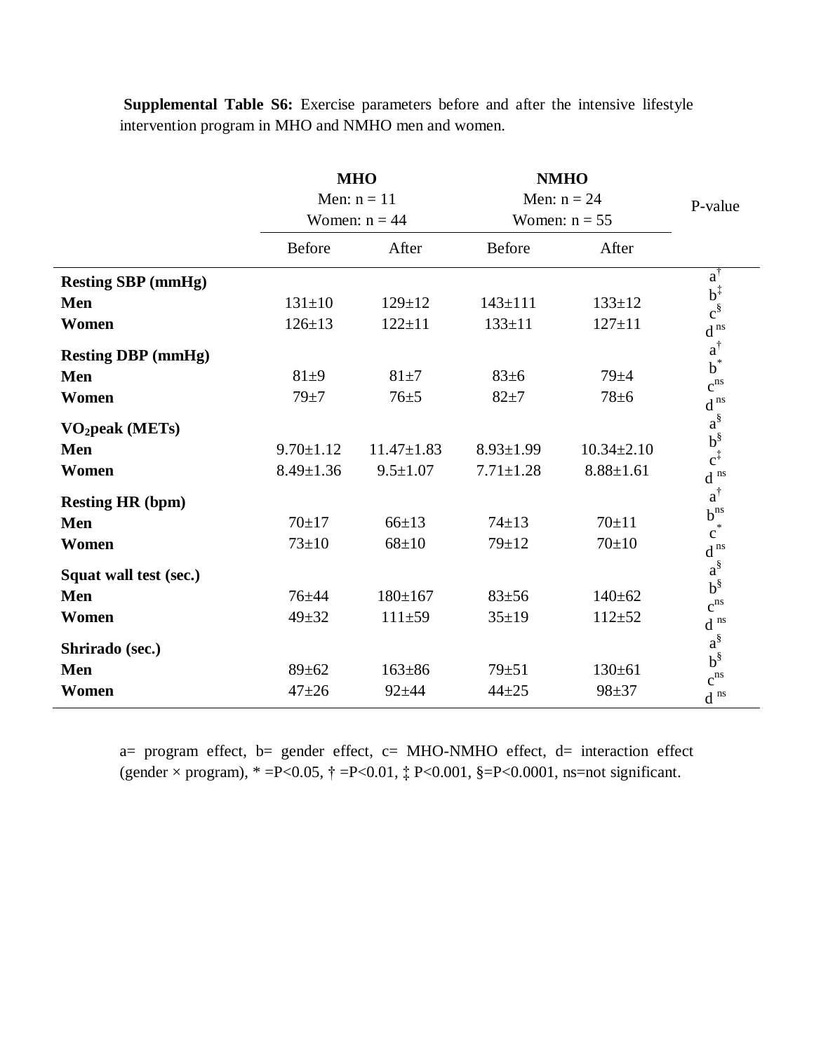**Supplemental Table S6:** Exercise parameters before and after the intensive lifestyle intervention program in MHO and NMHO men and women.

| | MHO Men: n = 11 Women: n = 44 | | NMHO Men: n = 24 Women: n = 55 | | P-value |
|---|---|---|---|---|---|
| | Before | After | Before | After | |
| **Resting SBP (mmHg)** | | | | | a[†] b[‡] c[§] d[ns] |
| **Men** | 131±10 | 129±12 | 143±111 | 133±12 | |
| **Women** | 126±13 | 122±11 | 133±11 | 127±11 | |
| **Resting DBP (mmHg)** | | | | | a[†] b[*] c[ns] d[ns] |
| **Men** | 81±9 | 81±7 | 83±6 | 79±4 | |
| **Women** | 79±7 | 76±5 | 82±7 | 78±6 | |
| **$VO_2$peak (METs)** | | | | | a[§] b[§] c[‡] d[ns] |
| **Men** | 9.70±1.12 | 11.47±1.83 | 8.93±1.99 | 10.34±2.10 | |
| **Women** | 8.49±1.36 | 9.5±1.07 | 7.71±1.28 | 8.88±1.61 | |
| **Resting HR (bpm)** | | | | | a[†] b[ns] c[*] d[ns] |
| **Men** | 70±17 | 66±13 | 74±13 | 70±11 | |
| **Women** | 73±10 | 68±10 | 79±12 | 70±10 | |
| **Squat wall test (sec.)** | | | | | a[§] b[§] c[ns] d[ns] |
| **Men** | 76±44 | 180±167 | 83±56 | 140±62 | |
| **Women** | 49±32 | 111±59 | 35±19 | 112±52 | |
| **Shrirado (sec.)** | | | | | a[§] b[§] c[ns] d[ns] |
| **Men** | 89±62 | 163±86 | 79±51 | 130±61 | |
| **Women** | 47±26 | 92±44 | 44±25 | 98±37 | |

a= program effect, b= gender effect, c= MHO-NMHO effect, d= interaction effect (gender × program), * =P<0.05, † =P<0.01, ‡ P<0.001, §=P<0.0001, ns=not significant.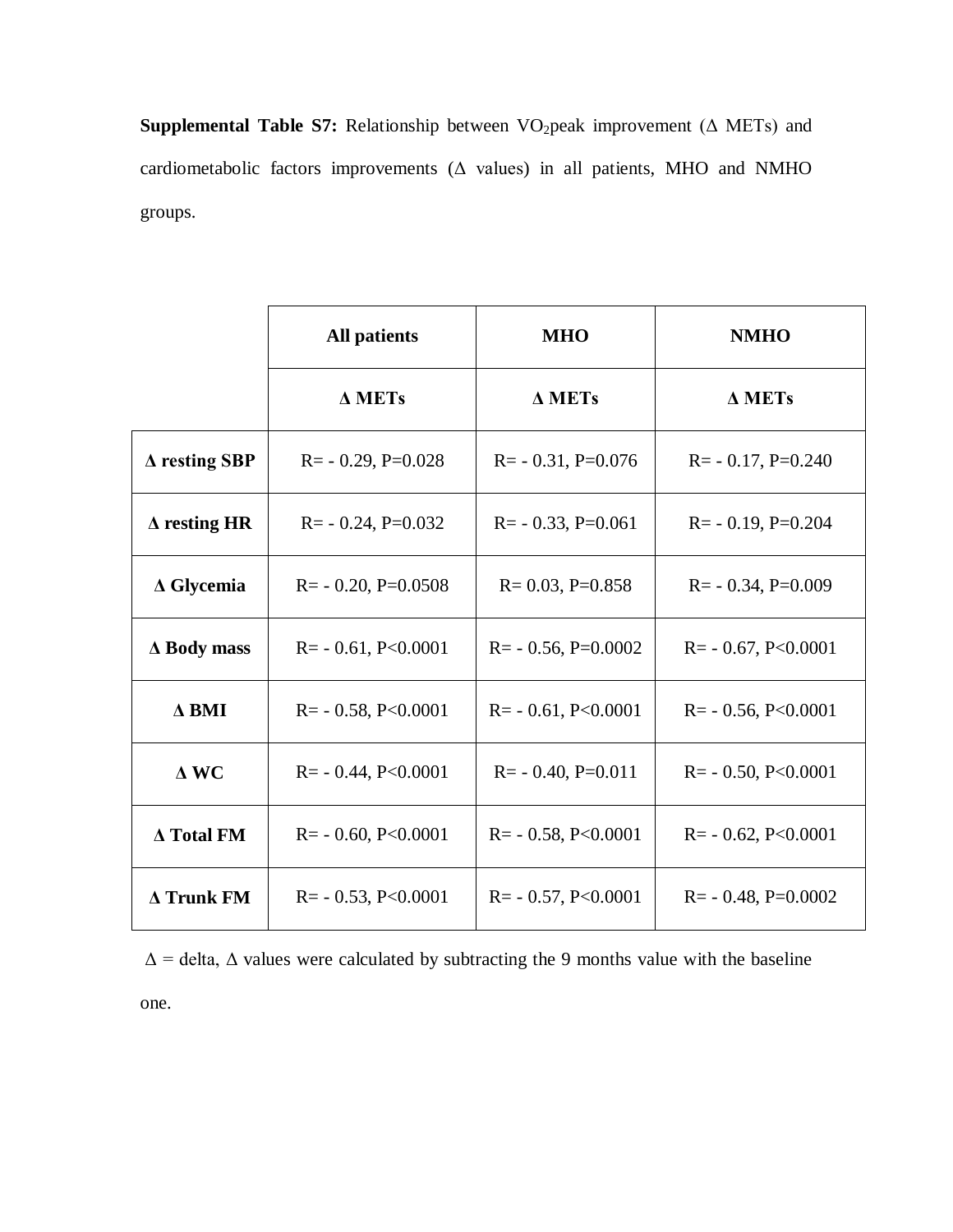**Supplemental Table S7:** Relationship between $VO_2$peak improvement (Δ METs) and cardiometabolic factors improvements (Δ values) in all patients, MHO and NMHO groups.

| | **All patients** | **MHO** | **NMHO** |
|---|---|---|---|
| | **Δ METs** | **Δ METs** | **Δ METs** |
| **Δ resting SBP** | R= - 0.29, P=0.028 | R= - 0.31, P=0.076 | R= - 0.17, P=0.240 |
| **Δ resting HR** | R= - 0.24, P=0.032 | R= - 0.33, P=0.061 | R= - 0.19, P=0.204 |
| **Δ Glycemia** | R= - 0.20, P=0.0508 | R= 0.03, P=0.858 | R= - 0.34, P=0.009 |
| **Δ Body mass** | R= - 0.61, P<0.0001 | R= - 0.56, P=0.0002 | R= - 0.67, P<0.0001 |
| **Δ BMI** | R= - 0.58, P<0.0001 | R= - 0.61, P<0.0001 | R= - 0.56, P<0.0001 |
| **Δ WC** | R= - 0.44, P<0.0001 | R= - 0.40, P=0.011 | R= - 0.50, P<0.0001 |
| **Δ Total FM** | R= - 0.60, P<0.0001 | R= - 0.58, P<0.0001 | R= - 0.62, P<0.0001 |
| **Δ Trunk FM** | R= - 0.53, P<0.0001 | R= - 0.57, P<0.0001 | R= - 0.48, P=0.0002 |

Δ = delta, Δ values were calculated by subtracting the 9 months value with the baseline one.